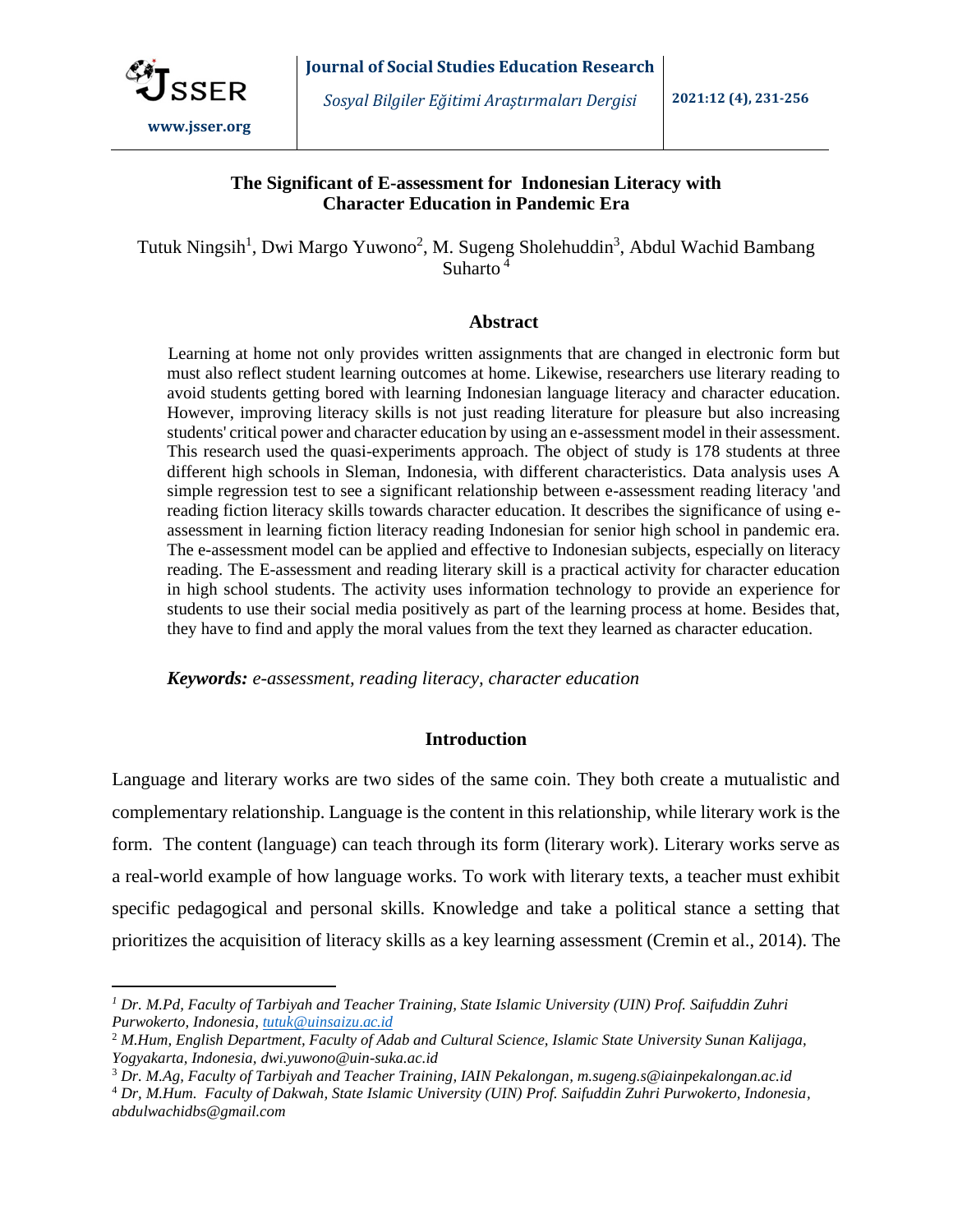# The Significant of E-assessment for Indonesian Literacy with Character Education in Pandemic Era

Tutuk Ningsih[1], Dwi Margo Yuwono[2], M. Sugeng Sholehuddin[3], Abdul Wachid Bambang Suharto[4]

## Abstract

Learning at home not only provides written assignments that are changed in electronic form but must also reflect student learning outcomes at home. Likewise, researchers use literary reading to avoid students getting bored with learning Indonesian language literacy and character education. However, improving literacy skills is not just reading literature for pleasure but also increasing students' critical power and character education by using an e-assessment model in their assessment. This research used the quasi-experiments approach. The object of study is 178 students at three different high schools in Sleman, Indonesia, with different characteristics. Data analysis uses A simple regression test to see a significant relationship between e-assessment reading literacy 'and reading fiction literacy skills towards character education. It describes the significance of using e-assessment in learning fiction literacy reading Indonesian for senior high school in pandemic era. The e-assessment model can be applied and effective to Indonesian subjects, especially on literacy reading. The E-assessment and reading literary skill is a practical activity for character education in high school students. The activity uses information technology to provide an experience for students to use their social media positively as part of the learning process at home. Besides that, they have to find and apply the moral values from the text they learned as character education.

***Keywords:*** *e-assessment, reading literacy, character education*

## Introduction

Language and literary works are two sides of the same coin. They both create a mutualistic and complementary relationship. Language is the content in this relationship, while literary work is the form. The content (language) can teach through its form (literary work). Literary works serve as a real-world example of how language works. To work with literary texts, a teacher must exhibit specific pedagogical and personal skills. Knowledge and take a political stance a setting that prioritizes the acquisition of literacy skills as a key learning assessment (Cremin et al., 2014). The

---

[1] *Dr. M.Pd, Faculty of Tarbiyah and Teacher Training, State Islamic University (UIN) Prof. Saifuddin Zuhri Purwokerto, Indonesia, tutuk@uinsaizu.ac.id*

[2] *M.Hum, English Department, Faculty of Adab and Cultural Science, Islamic State University Sunan Kalijaga, Yogyakarta, Indonesia, dwi.yuwono@uin-suka.ac.id*

[3] *Dr. M.Ag, Faculty of Tarbiyah and Teacher Training, IAIN Pekalongan, m.sugeng.s@iainpekalongan.ac.id*

[4] *Dr, M.Hum. Faculty of Dakwah, State Islamic University (UIN) Prof. Saifuddin Zuhri Purwokerto, Indonesia, abdulwachidbs@gmail.com*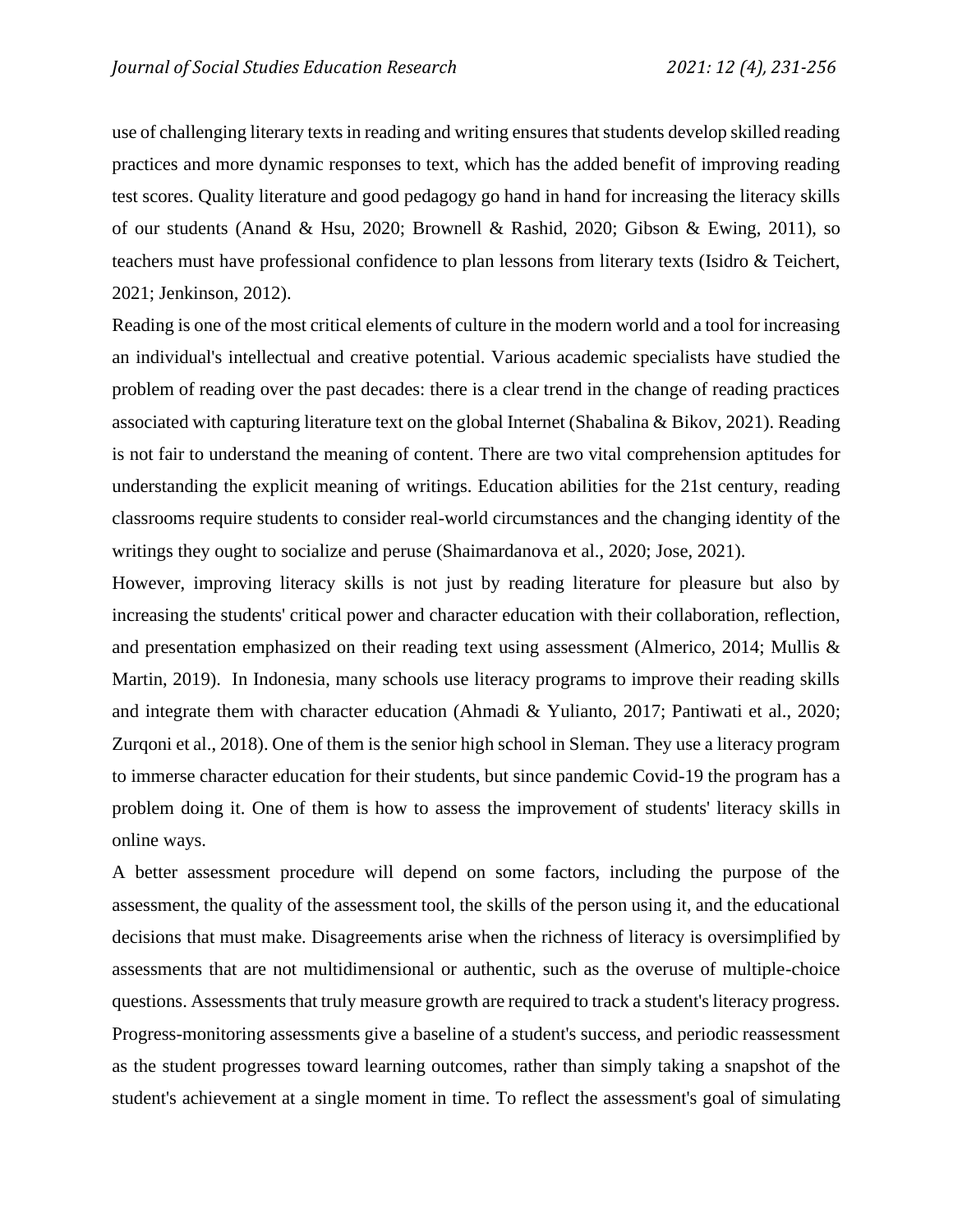use of challenging literary texts in reading and writing ensures that students develop skilled reading practices and more dynamic responses to text, which has the added benefit of improving reading test scores. Quality literature and good pedagogy go hand in hand for increasing the literacy skills of our students (Anand & Hsu, 2020; Brownell & Rashid, 2020; Gibson & Ewing, 2011), so teachers must have professional confidence to plan lessons from literary texts (Isidro & Teichert, 2021; Jenkinson, 2012).

Reading is one of the most critical elements of culture in the modern world and a tool for increasing an individual's intellectual and creative potential. Various academic specialists have studied the problem of reading over the past decades: there is a clear trend in the change of reading practices associated with capturing literature text on the global Internet (Shabalina & Bikov, 2021). Reading is not fair to understand the meaning of content. There are two vital comprehension aptitudes for understanding the explicit meaning of writings. Education abilities for the 21st century, reading classrooms require students to consider real-world circumstances and the changing identity of the writings they ought to socialize and peruse (Shaimardanova et al., 2020; Jose, 2021).

However, improving literacy skills is not just by reading literature for pleasure but also by increasing the students' critical power and character education with their collaboration, reflection, and presentation emphasized on their reading text using assessment (Almerico, 2014; Mullis & Martin, 2019). In Indonesia, many schools use literacy programs to improve their reading skills and integrate them with character education (Ahmadi & Yulianto, 2017; Pantiwati et al., 2020; Zurqoni et al., 2018). One of them is the senior high school in Sleman. They use a literacy program to immerse character education for their students, but since pandemic Covid-19 the program has a problem doing it. One of them is how to assess the improvement of students' literacy skills in online ways.

A better assessment procedure will depend on some factors, including the purpose of the assessment, the quality of the assessment tool, the skills of the person using it, and the educational decisions that must make. Disagreements arise when the richness of literacy is oversimplified by assessments that are not multidimensional or authentic, such as the overuse of multiple-choice questions. Assessments that truly measure growth are required to track a student's literacy progress. Progress-monitoring assessments give a baseline of a student's success, and periodic reassessment as the student progresses toward learning outcomes, rather than simply taking a snapshot of the student's achievement at a single moment in time. To reflect the assessment's goal of simulating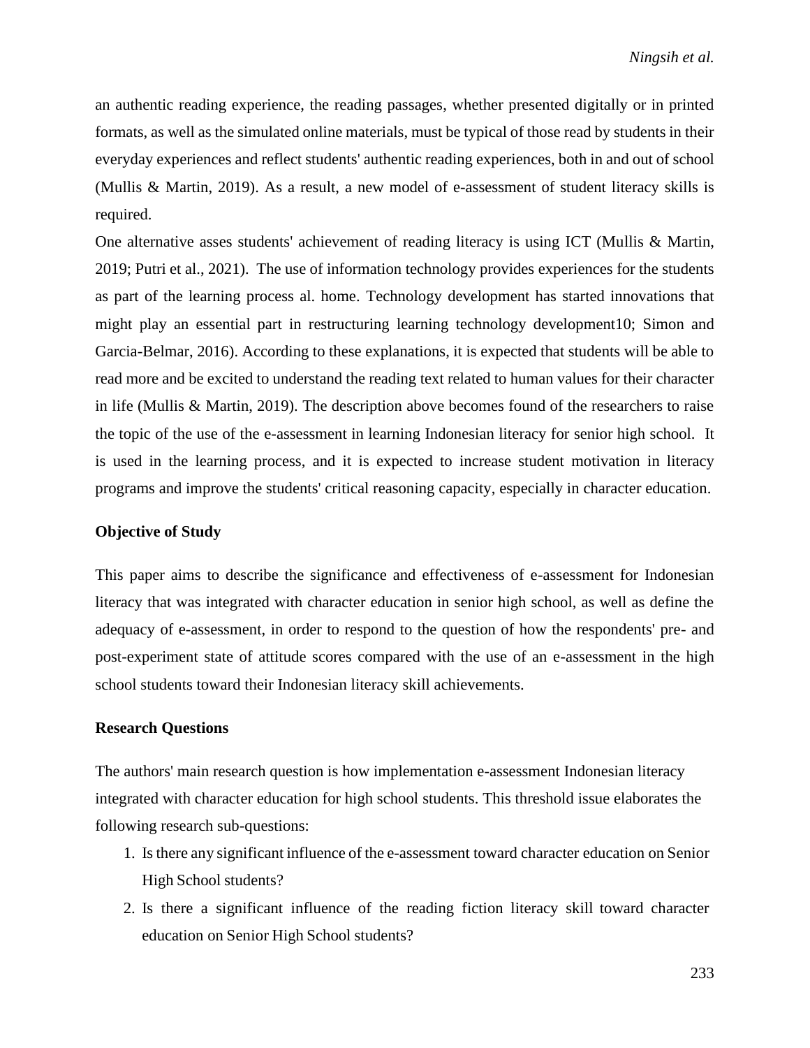an authentic reading experience, the reading passages, whether presented digitally or in printed formats, as well as the simulated online materials, must be typical of those read by students in their everyday experiences and reflect students' authentic reading experiences, both in and out of school (Mullis & Martin, 2019). As a result, a new model of e-assessment of student literacy skills is required.

One alternative asses students' achievement of reading literacy is using ICT (Mullis & Martin, 2019; Putri et al., 2021). The use of information technology provides experiences for the students as part of the learning process al. home. Technology development has started innovations that might play an essential part in restructuring learning technology development10; Simon and Garcia-Belmar, 2016). According to these explanations, it is expected that students will be able to read more and be excited to understand the reading text related to human values for their character in life (Mullis & Martin, 2019). The description above becomes found of the researchers to raise the topic of the use of the e-assessment in learning Indonesian literacy for senior high school. It is used in the learning process, and it is expected to increase student motivation in literacy programs and improve the students' critical reasoning capacity, especially in character education.

**Objective of Study**

This paper aims to describe the significance and effectiveness of e-assessment for Indonesian literacy that was integrated with character education in senior high school, as well as define the adequacy of e-assessment, in order to respond to the question of how the respondents' pre- and post-experiment state of attitude scores compared with the use of an e-assessment in the high school students toward their Indonesian literacy skill achievements.

**Research Questions**

The authors' main research question is how implementation e-assessment Indonesian literacy integrated with character education for high school students. This threshold issue elaborates the following research sub-questions:

1. Is there any significant influence of the e-assessment toward character education on Senior High School students?
2. Is there a significant influence of the reading fiction literacy skill toward character education on Senior High School students?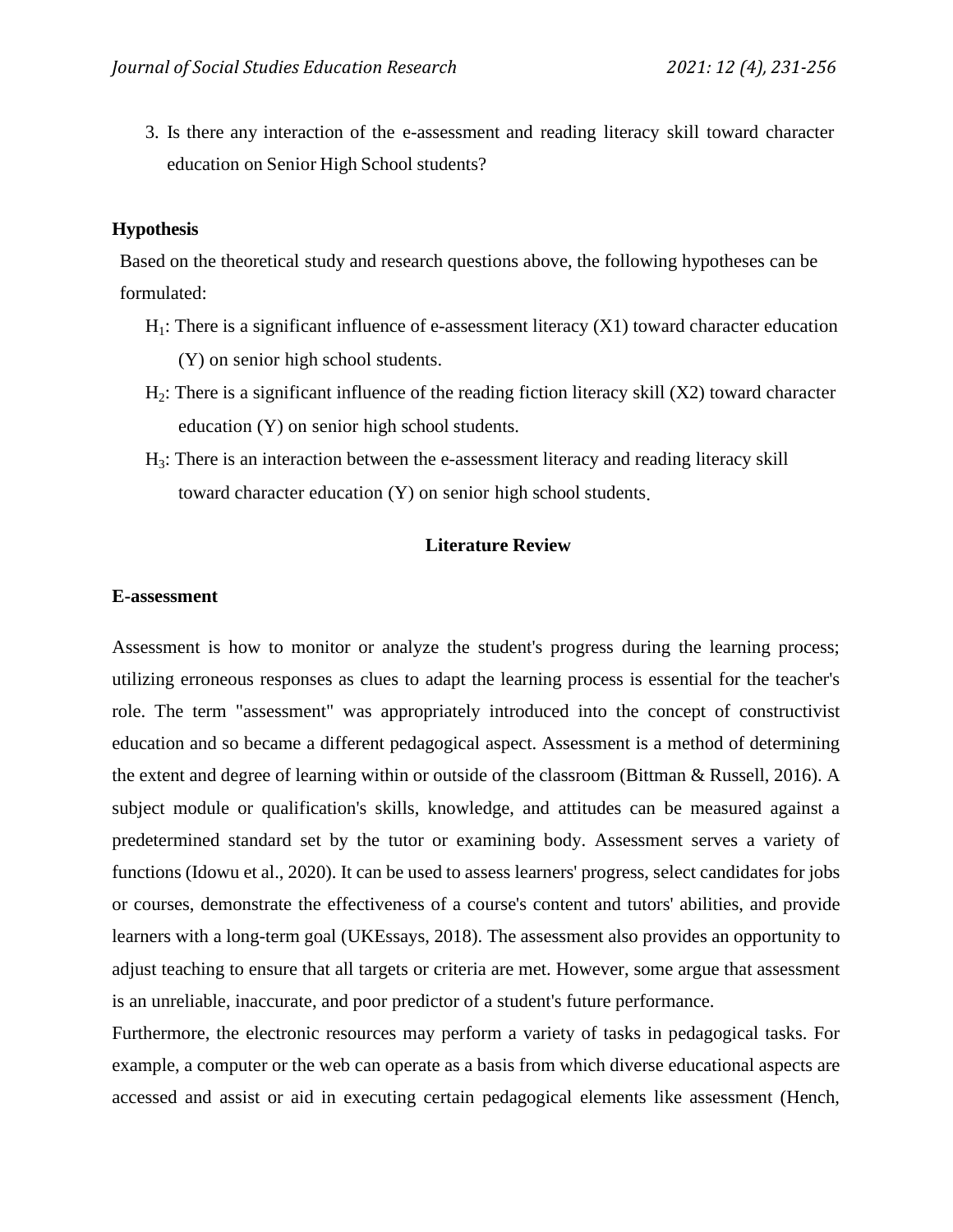3. Is there any interaction of the e-assessment and reading literacy skill toward character education on Senior High School students?

### Hypothesis

Based on the theoretical study and research questions above, the following hypotheses can be formulated:

$H_1$: There is a significant influence of e-assessment literacy (X1) toward character education (Y) on senior high school students.

$H_2$: There is a significant influence of the reading fiction literacy skill (X2) toward character education (Y) on senior high school students.

$H_3$: There is an interaction between the e-assessment literacy and reading literacy skill toward character education (Y) on senior high school students.

## Literature Review

### E-assessment

Assessment is how to monitor or analyze the student's progress during the learning process; utilizing erroneous responses as clues to adapt the learning process is essential for the teacher's role. The term "assessment" was appropriately introduced into the concept of constructivist education and so became a different pedagogical aspect. Assessment is a method of determining the extent and degree of learning within or outside of the classroom (Bittman & Russell, 2016). A subject module or qualification's skills, knowledge, and attitudes can be measured against a predetermined standard set by the tutor or examining body. Assessment serves a variety of functions (Idowu et al., 2020). It can be used to assess learners' progress, select candidates for jobs or courses, demonstrate the effectiveness of a course's content and tutors' abilities, and provide learners with a long-term goal (UKEssays, 2018). The assessment also provides an opportunity to adjust teaching to ensure that all targets or criteria are met. However, some argue that assessment is an unreliable, inaccurate, and poor predictor of a student's future performance.

Furthermore, the electronic resources may perform a variety of tasks in pedagogical tasks. For example, a computer or the web can operate as a basis from which diverse educational aspects are accessed and assist or aid in executing certain pedagogical elements like assessment (Hench,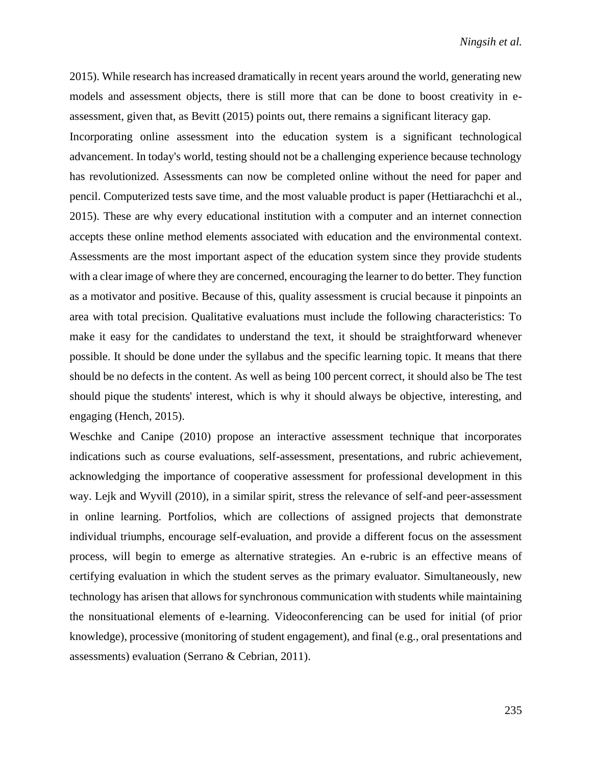2015). While research has increased dramatically in recent years around the world, generating new models and assessment objects, there is still more that can be done to boost creativity in e-assessment, given that, as Bevitt (2015) points out, there remains a significant literacy gap.

Incorporating online assessment into the education system is a significant technological advancement. In today's world, testing should not be a challenging experience because technology has revolutionized. Assessments can now be completed online without the need for paper and pencil. Computerized tests save time, and the most valuable product is paper (Hettiarachchi et al., 2015). These are why every educational institution with a computer and an internet connection accepts these online method elements associated with education and the environmental context. Assessments are the most important aspect of the education system since they provide students with a clear image of where they are concerned, encouraging the learner to do better. They function as a motivator and positive. Because of this, quality assessment is crucial because it pinpoints an area with total precision. Qualitative evaluations must include the following characteristics: To make it easy for the candidates to understand the text, it should be straightforward whenever possible. It should be done under the syllabus and the specific learning topic. It means that there should be no defects in the content. As well as being 100 percent correct, it should also be The test should pique the students' interest, which is why it should always be objective, interesting, and engaging (Hench, 2015).

Weschke and Canipe (2010) propose an interactive assessment technique that incorporates indications such as course evaluations, self-assessment, presentations, and rubric achievement, acknowledging the importance of cooperative assessment for professional development in this way. Lejk and Wyvill (2010), in a similar spirit, stress the relevance of self-and peer-assessment in online learning. Portfolios, which are collections of assigned projects that demonstrate individual triumphs, encourage self-evaluation, and provide a different focus on the assessment process, will begin to emerge as alternative strategies. An e-rubric is an effective means of certifying evaluation in which the student serves as the primary evaluator. Simultaneously, new technology has arisen that allows for synchronous communication with students while maintaining the nonsituational elements of e-learning. Videoconferencing can be used for initial (of prior knowledge), processive (monitoring of student engagement), and final (e.g., oral presentations and assessments) evaluation (Serrano & Cebrian, 2011).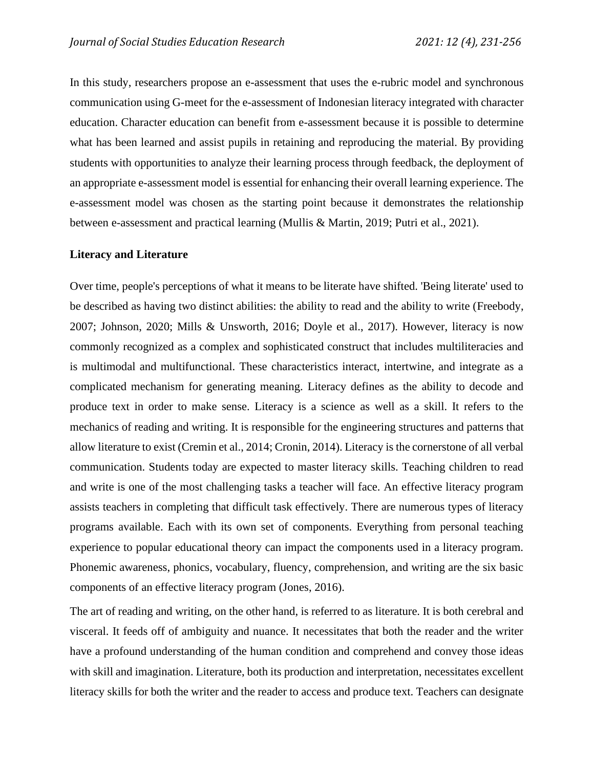In this study, researchers propose an e-assessment that uses the e-rubric model and synchronous communication using G-meet for the e-assessment of Indonesian literacy integrated with character education. Character education can benefit from e-assessment because it is possible to determine what has been learned and assist pupils in retaining and reproducing the material. By providing students with opportunities to analyze their learning process through feedback, the deployment of an appropriate e-assessment model is essential for enhancing their overall learning experience. The e-assessment model was chosen as the starting point because it demonstrates the relationship between e-assessment and practical learning (Mullis & Martin, 2019; Putri et al., 2021).

**Literacy and Literature**

Over time, people's perceptions of what it means to be literate have shifted. 'Being literate' used to be described as having two distinct abilities: the ability to read and the ability to write (Freebody, 2007; Johnson, 2020; Mills & Unsworth, 2016; Doyle et al., 2017). However, literacy is now commonly recognized as a complex and sophisticated construct that includes multiliteracies and is multimodal and multifunctional. These characteristics interact, intertwine, and integrate as a complicated mechanism for generating meaning. Literacy defines as the ability to decode and produce text in order to make sense. Literacy is a science as well as a skill. It refers to the mechanics of reading and writing. It is responsible for the engineering structures and patterns that allow literature to exist (Cremin et al., 2014; Cronin, 2014). Literacy is the cornerstone of all verbal communication. Students today are expected to master literacy skills. Teaching children to read and write is one of the most challenging tasks a teacher will face. An effective literacy program assists teachers in completing that difficult task effectively. There are numerous types of literacy programs available. Each with its own set of components. Everything from personal teaching experience to popular educational theory can impact the components used in a literacy program. Phonemic awareness, phonics, vocabulary, fluency, comprehension, and writing are the six basic components of an effective literacy program (Jones, 2016).

The art of reading and writing, on the other hand, is referred to as literature. It is both cerebral and visceral. It feeds off of ambiguity and nuance. It necessitates that both the reader and the writer have a profound understanding of the human condition and comprehend and convey those ideas with skill and imagination. Literature, both its production and interpretation, necessitates excellent literacy skills for both the writer and the reader to access and produce text. Teachers can designate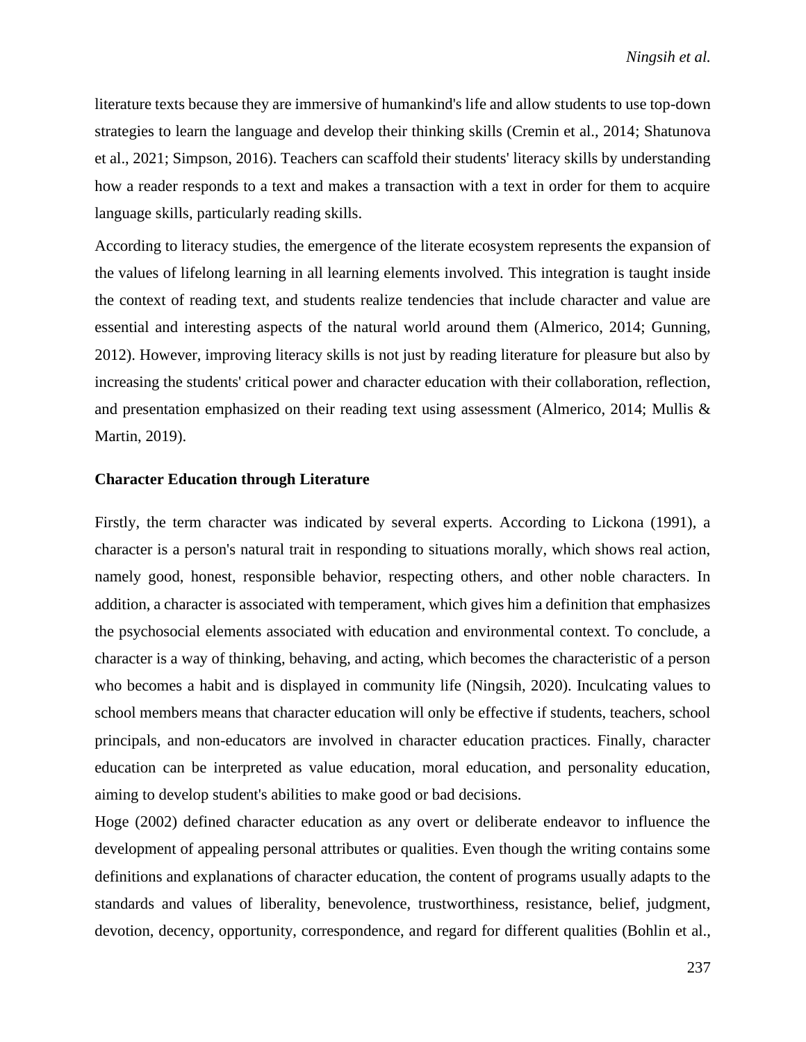literature texts because they are immersive of humankind's life and allow students to use top-down strategies to learn the language and develop their thinking skills (Cremin et al., 2014; Shatunova et al., 2021; Simpson, 2016). Teachers can scaffold their students' literacy skills by understanding how a reader responds to a text and makes a transaction with a text in order for them to acquire language skills, particularly reading skills.

According to literacy studies, the emergence of the literate ecosystem represents the expansion of the values of lifelong learning in all learning elements involved. This integration is taught inside the context of reading text, and students realize tendencies that include character and value are essential and interesting aspects of the natural world around them (Almerico, 2014; Gunning, 2012). However, improving literacy skills is not just by reading literature for pleasure but also by increasing the students' critical power and character education with their collaboration, reflection, and presentation emphasized on their reading text using assessment (Almerico, 2014; Mullis & Martin, 2019).

**Character Education through Literature**

Firstly, the term character was indicated by several experts. According to Lickona (1991), a character is a person's natural trait in responding to situations morally, which shows real action, namely good, honest, responsible behavior, respecting others, and other noble characters. In addition, a character is associated with temperament, which gives him a definition that emphasizes the psychosocial elements associated with education and environmental context. To conclude, a character is a way of thinking, behaving, and acting, which becomes the characteristic of a person who becomes a habit and is displayed in community life (Ningsih, 2020). Inculcating values to school members means that character education will only be effective if students, teachers, school principals, and non-educators are involved in character education practices. Finally, character education can be interpreted as value education, moral education, and personality education, aiming to develop student's abilities to make good or bad decisions.

Hoge (2002) defined character education as any overt or deliberate endeavor to influence the development of appealing personal attributes or qualities. Even though the writing contains some definitions and explanations of character education, the content of programs usually adapts to the standards and values of liberality, benevolence, trustworthiness, resistance, belief, judgment, devotion, decency, opportunity, correspondence, and regard for different qualities (Bohlin et al.,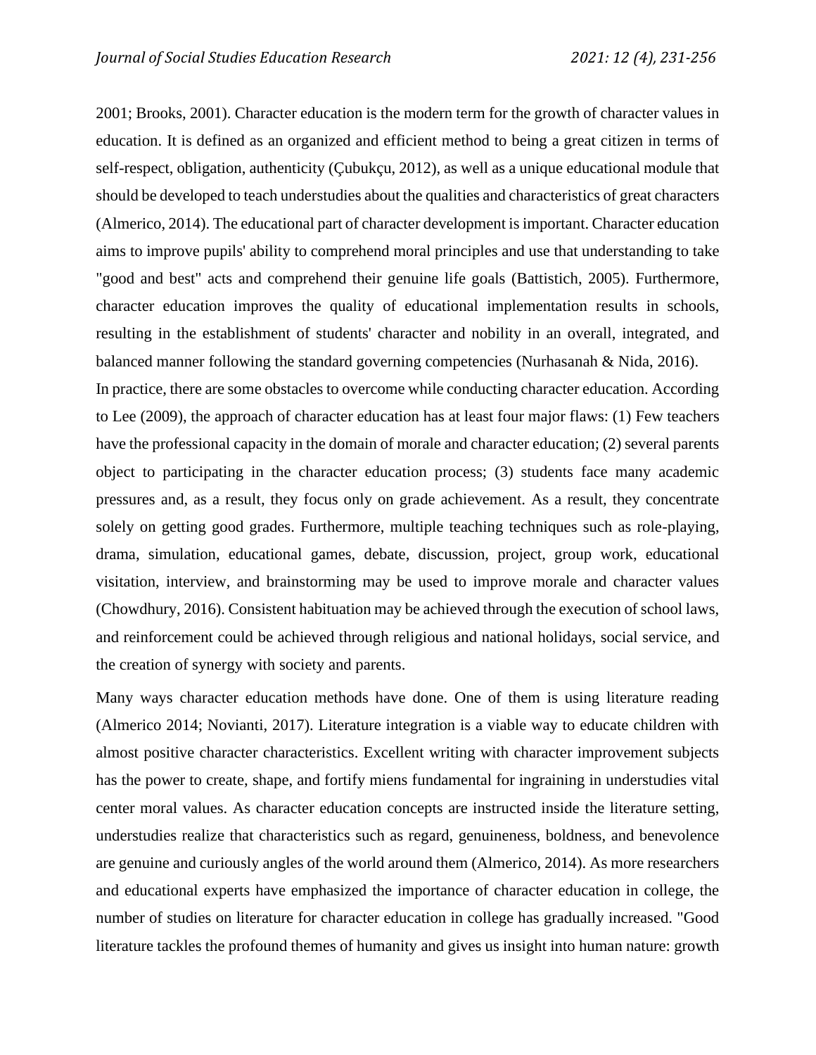2001; Brooks, 2001). Character education is the modern term for the growth of character values in education. It is defined as an organized and efficient method to being a great citizen in terms of self-respect, obligation, authenticity (Çubukçu, 2012), as well as a unique educational module that should be developed to teach understudies about the qualities and characteristics of great characters (Almerico, 2014). The educational part of character development is important. Character education aims to improve pupils' ability to comprehend moral principles and use that understanding to take "good and best" acts and comprehend their genuine life goals (Battistich, 2005). Furthermore, character education improves the quality of educational implementation results in schools, resulting in the establishment of students' character and nobility in an overall, integrated, and balanced manner following the standard governing competencies (Nurhasanah & Nida, 2016).

In practice, there are some obstacles to overcome while conducting character education. According to Lee (2009), the approach of character education has at least four major flaws: (1) Few teachers have the professional capacity in the domain of morale and character education; (2) several parents object to participating in the character education process; (3) students face many academic pressures and, as a result, they focus only on grade achievement. As a result, they concentrate solely on getting good grades. Furthermore, multiple teaching techniques such as role-playing, drama, simulation, educational games, debate, discussion, project, group work, educational visitation, interview, and brainstorming may be used to improve morale and character values (Chowdhury, 2016). Consistent habituation may be achieved through the execution of school laws, and reinforcement could be achieved through religious and national holidays, social service, and the creation of synergy with society and parents.

Many ways character education methods have done. One of them is using literature reading (Almerico 2014; Novianti, 2017). Literature integration is a viable way to educate children with almost positive character characteristics. Excellent writing with character improvement subjects has the power to create, shape, and fortify miens fundamental for ingraining in understudies vital center moral values. As character education concepts are instructed inside the literature setting, understudies realize that characteristics such as regard, genuineness, boldness, and benevolence are genuine and curiously angles of the world around them (Almerico, 2014). As more researchers and educational experts have emphasized the importance of character education in college, the number of studies on literature for character education in college has gradually increased. "Good literature tackles the profound themes of humanity and gives us insight into human nature: growth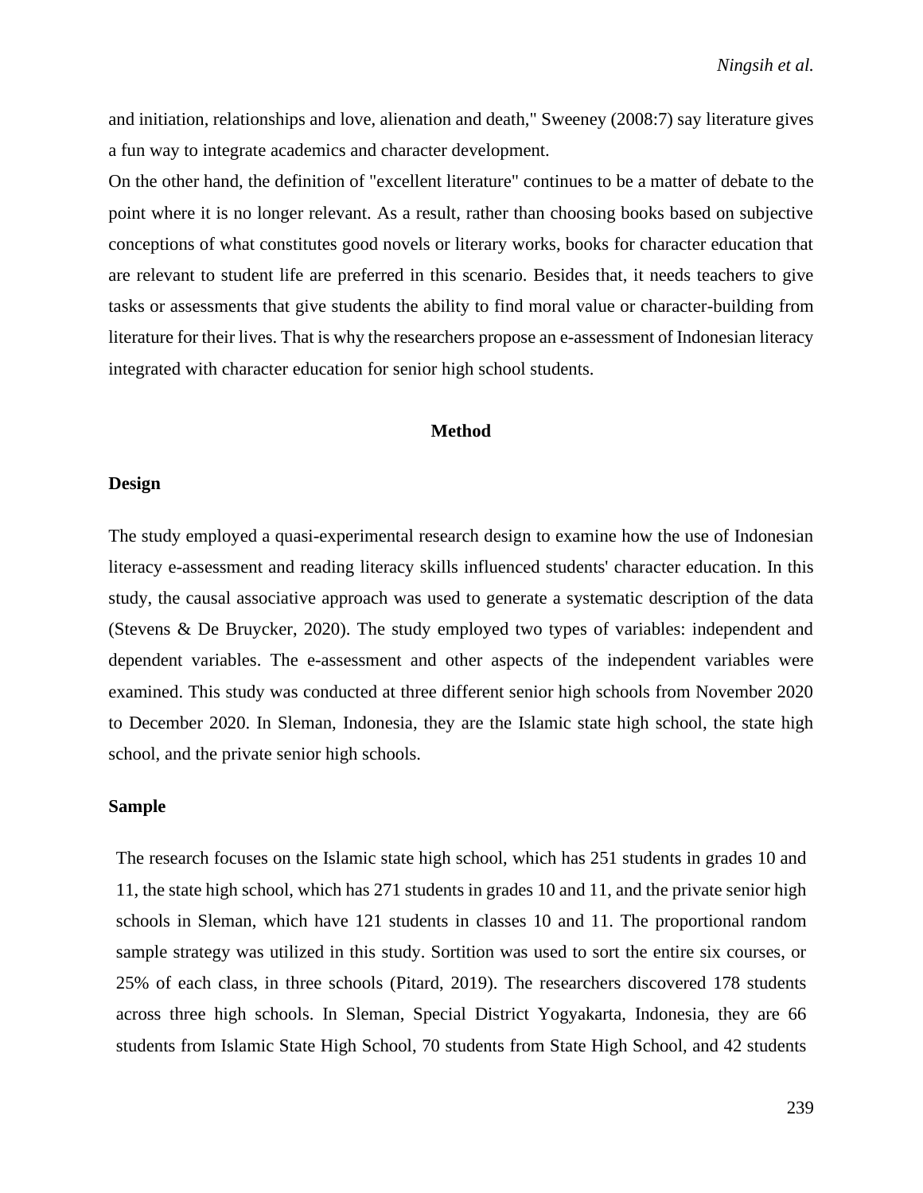and initiation, relationships and love, alienation and death," Sweeney (2008:7) say literature gives a fun way to integrate academics and character development.

On the other hand, the definition of "excellent literature" continues to be a matter of debate to the point where it is no longer relevant. As a result, rather than choosing books based on subjective conceptions of what constitutes good novels or literary works, books for character education that are relevant to student life are preferred in this scenario. Besides that, it needs teachers to give tasks or assessments that give students the ability to find moral value or character-building from literature for their lives. That is why the researchers propose an e-assessment of Indonesian literacy integrated with character education for senior high school students.

## Method

### Design

The study employed a quasi-experimental research design to examine how the use of Indonesian literacy e-assessment and reading literacy skills influenced students' character education. In this study, the causal associative approach was used to generate a systematic description of the data (Stevens & De Bruycker, 2020). The study employed two types of variables: independent and dependent variables. The e-assessment and other aspects of the independent variables were examined. This study was conducted at three different senior high schools from November 2020 to December 2020. In Sleman, Indonesia, they are the Islamic state high school, the state high school, and the private senior high schools.

### Sample

The research focuses on the Islamic state high school, which has 251 students in grades 10 and 11, the state high school, which has 271 students in grades 10 and 11, and the private senior high schools in Sleman, which have 121 students in classes 10 and 11. The proportional random sample strategy was utilized in this study. Sortition was used to sort the entire six courses, or 25% of each class, in three schools (Pitard, 2019). The researchers discovered 178 students across three high schools. In Sleman, Special District Yogyakarta, Indonesia, they are 66 students from Islamic State High School, 70 students from State High School, and 42 students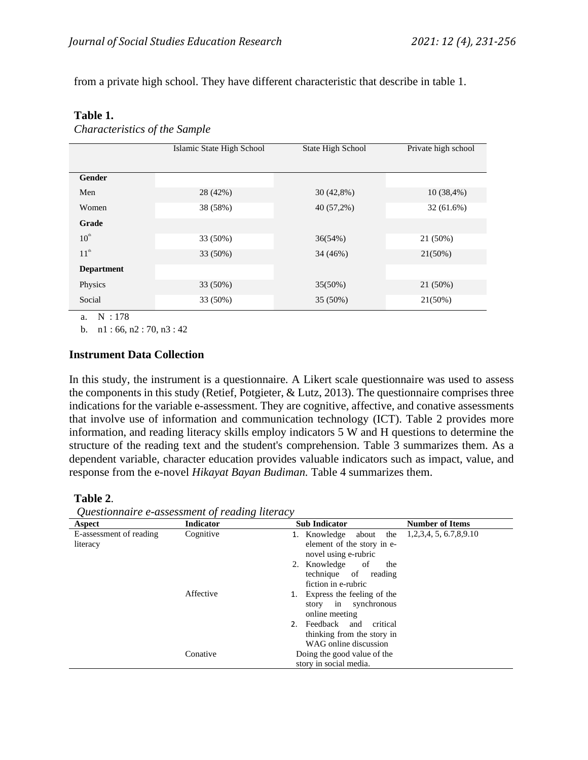from a private high school. They have different characteristic that describe in table 1.

**Table 1.**
*Characteristics of the Sample*

| | Islamic State High School | State High School | Private high school |
|---|---|---|---|
| **Gender** | | | |
| Men | 28 (42%) | 30 (42,8%) | 10 (38,4%) |
| Women | 38 (58%) | 40 (57,2%) | 32 (61.6%) |
| **Grade** | | | |
| 10th | 33 (50%) | 36(54%) | 21 (50%) |
| 11th | 33 (50%) | 34 (46%) | 21(50%) |
| **Department** | | | |
| Physics | 33 (50%) | 35(50%) | 21 (50%) |
| Social | 33 (50%) | 35 (50%) | 21(50%) |

a. N : 178

b. n1 : 66, n2 : 70, n3 : 42

## Instrument Data Collection

In this study, the instrument is a questionnaire. A Likert scale questionnaire was used to assess the components in this study (Retief, Potgieter, & Lutz, 2013). The questionnaire comprises three indications for the variable e-assessment. They are cognitive, affective, and conative assessments that involve use of information and communication technology (ICT). Table 2 provides more information, and reading literacy skills employ indicators 5 W and H questions to determine the structure of the reading text and the student's comprehension. Table 3 summarizes them. As a dependent variable, character education provides valuable indicators such as impact, value, and response from the e-novel *Hikayat Bayan Budiman.* Table 4 summarizes them.

**Table 2**.
*Questionnaire e-assessment of reading literacy*

| Aspect | Indicator | Sub Indicator | Number of Items |
|---|---|---|---|
| E-assessment of reading literacy | Cognitive | 1. Knowledge about the element of the story in e-novel using e-rubric<br>2. Knowledge of the technique of reading fiction in e-rubric | 1,2,3,4, 5, 6.7,8,9.10 |
| | Affective | 1. Express the feeling of the story in synchronous online meeting<br>2. Feedback and critical thinking from the story in WAG online discussion | |
| | Conative | Doing the good value of the story in social media. | |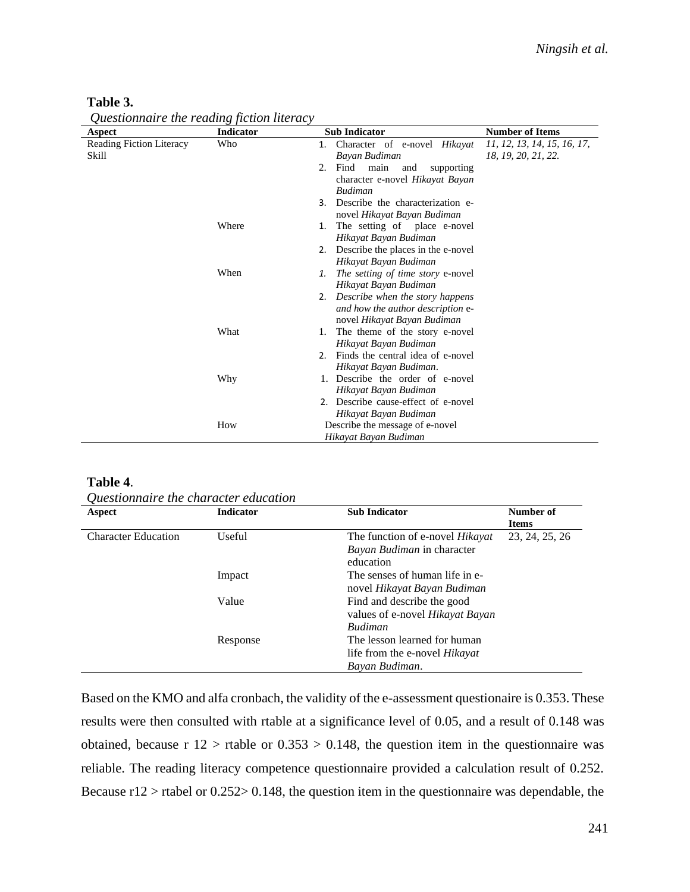**Table 3.**

*Questionnaire the reading fiction literacy*

| Aspect | Indicator | Sub Indicator | Number of Items |
|---|---|---|---|
| Reading Fiction Literacy Skill | Who | 1. Character of e-novel *Hikayat Bayan Budiman*<br>2. Find main and supporting character e-novel *Hikayat Bayan Budiman*<br>3. Describe the characterization e-novel *Hikayat Bayan Budiman* | *11, 12, 13, 14, 15, 16, 17, 18, 19, 20, 21, 22.* |
| | Where | 1. The setting of place e-novel *Hikayat Bayan Budiman*<br>2. Describe the places in the e-novel *Hikayat Bayan Budiman* | |
| | When | 1. *The setting of time story* e-novel *Hikayat Bayan Budiman*<br>2. *Describe when the story happens and how the author description* e-novel *Hikayat Bayan Budiman* | |
| | What | 1. The theme of the story e-novel *Hikayat Bayan Budiman*<br>2. Finds the central idea of e-novel *Hikayat Bayan Budiman*. | |
| | Why | 1. Describe the order of e-novel *Hikayat Bayan Budiman*<br>2. Describe cause-effect of e-novel *Hikayat Bayan Budiman* | |
| | How | Describe the message of e-novel *Hikayat Bayan Budiman* | |

**Table 4**.

*Questionnaire the character education*

| Aspect | Indicator | Sub Indicator | Number of Items |
|---|---|---|---|
| Character Education | Useful | The function of e-novel *Hikayat Bayan Budiman* in character education | 23, 24, 25, 26 |
| | Impact | The senses of human life in e-novel *Hikayat Bayan Budiman* | |
| | Value | Find and describe the good values of e-novel *Hikayat Bayan Budiman* | |
| | Response | The lesson learned for human life from the e-novel *Hikayat Bayan Budiman*. | |

Based on the KMO and alfa cronbach, the validity of the e-assessment questionaire is 0.353. These results were then consulted with rtable at a significance level of 0.05, and a result of 0.148 was obtained, because r 12 > rtable or 0.353 > 0.148, the question item in the questionnaire was reliable. The reading literacy competence questionnaire provided a calculation result of 0.252. Because r12 > rtabel or 0.252> 0.148, the question item in the questionnaire was dependable, the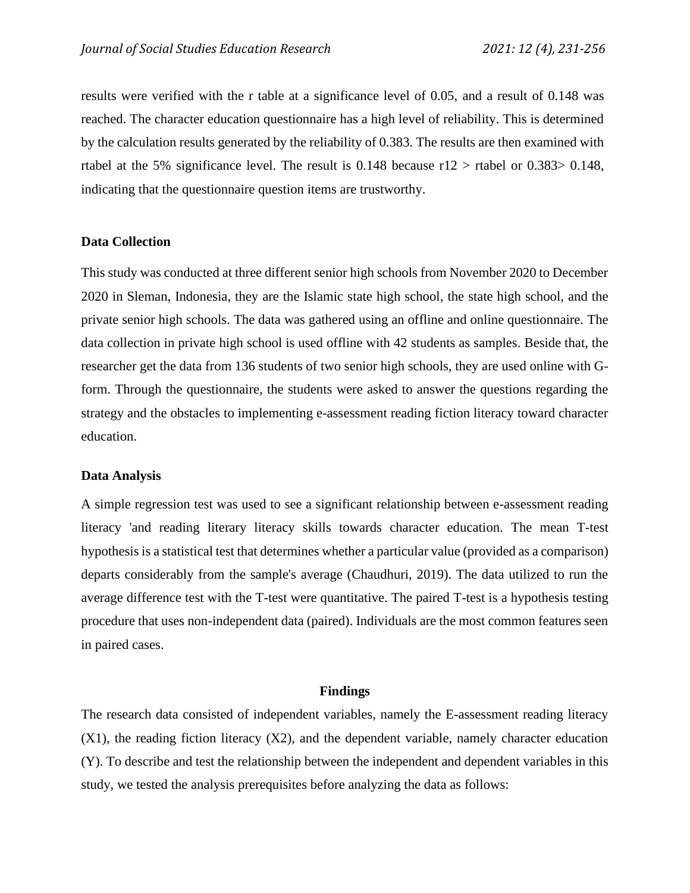results were verified with the r table at a significance level of 0.05, and a result of 0.148 was reached. The character education questionnaire has a high level of reliability. This is determined by the calculation results generated by the reliability of 0.383. The results are then examined with rtabel at the 5% significance level. The result is 0.148 because r12 > rtabel or 0.383> 0.148, indicating that the questionnaire question items are trustworthy.

### Data Collection

This study was conducted at three different senior high schools from November 2020 to December 2020 in Sleman, Indonesia, they are the Islamic state high school, the state high school, and the private senior high schools. The data was gathered using an offline and online questionnaire. The data collection in private high school is used offline with 42 students as samples. Beside that, the researcher get the data from 136 students of two senior high schools, they are used online with G-form. Through the questionnaire, the students were asked to answer the questions regarding the strategy and the obstacles to implementing e-assessment reading fiction literacy toward character education.

### Data Analysis

A simple regression test was used to see a significant relationship between e-assessment reading literacy 'and reading literary literacy skills towards character education. The mean T-test hypothesis is a statistical test that determines whether a particular value (provided as a comparison) departs considerably from the sample's average (Chaudhuri, 2019). The data utilized to run the average difference test with the T-test were quantitative. The paired T-test is a hypothesis testing procedure that uses non-independent data (paired). Individuals are the most common features seen in paired cases.

## Findings

The research data consisted of independent variables, namely the E-assessment reading literacy (X1), the reading fiction literacy (X2), and the dependent variable, namely character education (Y). To describe and test the relationship between the independent and dependent variables in this study, we tested the analysis prerequisites before analyzing the data as follows: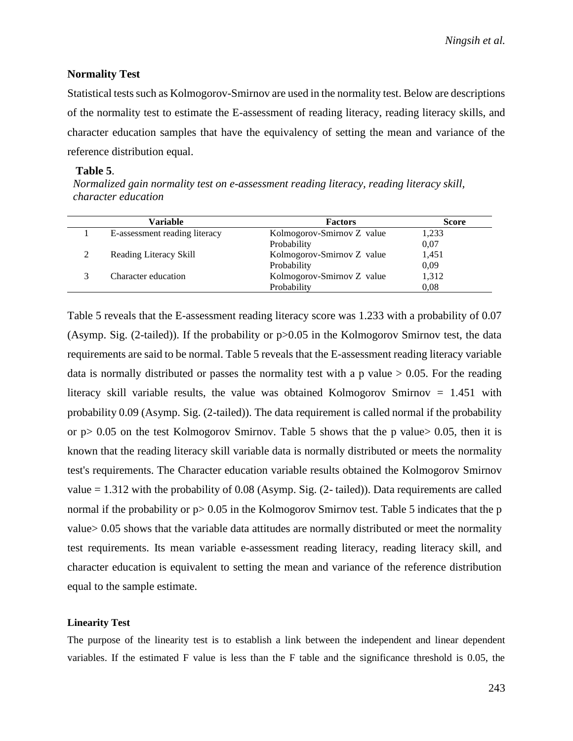### Normality Test

Statistical tests such as Kolmogorov-Smirnov are used in the normality test. Below are descriptions of the normality test to estimate the E-assessment of reading literacy, reading literacy skills, and character education samples that have the equivalency of setting the mean and variance of the reference distribution equal.

**Table 5**.

*Normalized gain normality test on e-assessment reading literacy, reading literacy skill, character education*

| | Variable | Factors | Score |
|---|---|---|---|
| 1 | E-assessment reading literacy | Kolmogorov-Smirnov Z value | 1,233 |
| | | Probability | 0,07 |
| 2 | Reading Literacy Skill | Kolmogorov-Smirnov Z value | 1,451 |
| | | Probability | 0,09 |
| 3 | Character education | Kolmogorov-Smirnov Z value | 1,312 |
| | | Probability | 0,08 |

Table 5 reveals that the E-assessment reading literacy score was 1.233 with a probability of 0.07 (Asymp. Sig. (2-tailed)). If the probability or $p>0.05$ in the Kolmogorov Smirnov test, the data requirements are said to be normal. Table 5 reveals that the E-assessment reading literacy variable data is normally distributed or passes the normality test with a p value $> 0.05$. For the reading literacy skill variable results, the value was obtained Kolmogorov Smirnov = 1.451 with probability 0.09 (Asymp. Sig. (2-tailed)). The data requirement is called normal if the probability or $p> 0.05$ on the test Kolmogorov Smirnov. Table 5 shows that the p value$> 0.05$, then it is known that the reading literacy skill variable data is normally distributed or meets the normality test's requirements. The Character education variable results obtained the Kolmogorov Smirnov value = 1.312 with the probability of 0.08 (Asymp. Sig. (2- tailed)). Data requirements are called normal if the probability or $p> 0.05$ in the Kolmogorov Smirnov test. Table 5 indicates that the p value$> 0.05$ shows that the variable data attitudes are normally distributed or meet the normality test requirements. Its mean variable e-assessment reading literacy, reading literacy skill, and character education is equivalent to setting the mean and variance of the reference distribution equal to the sample estimate.

### Linearity Test

The purpose of the linearity test is to establish a link between the independent and linear dependent variables. If the estimated F value is less than the F table and the significance threshold is 0.05, the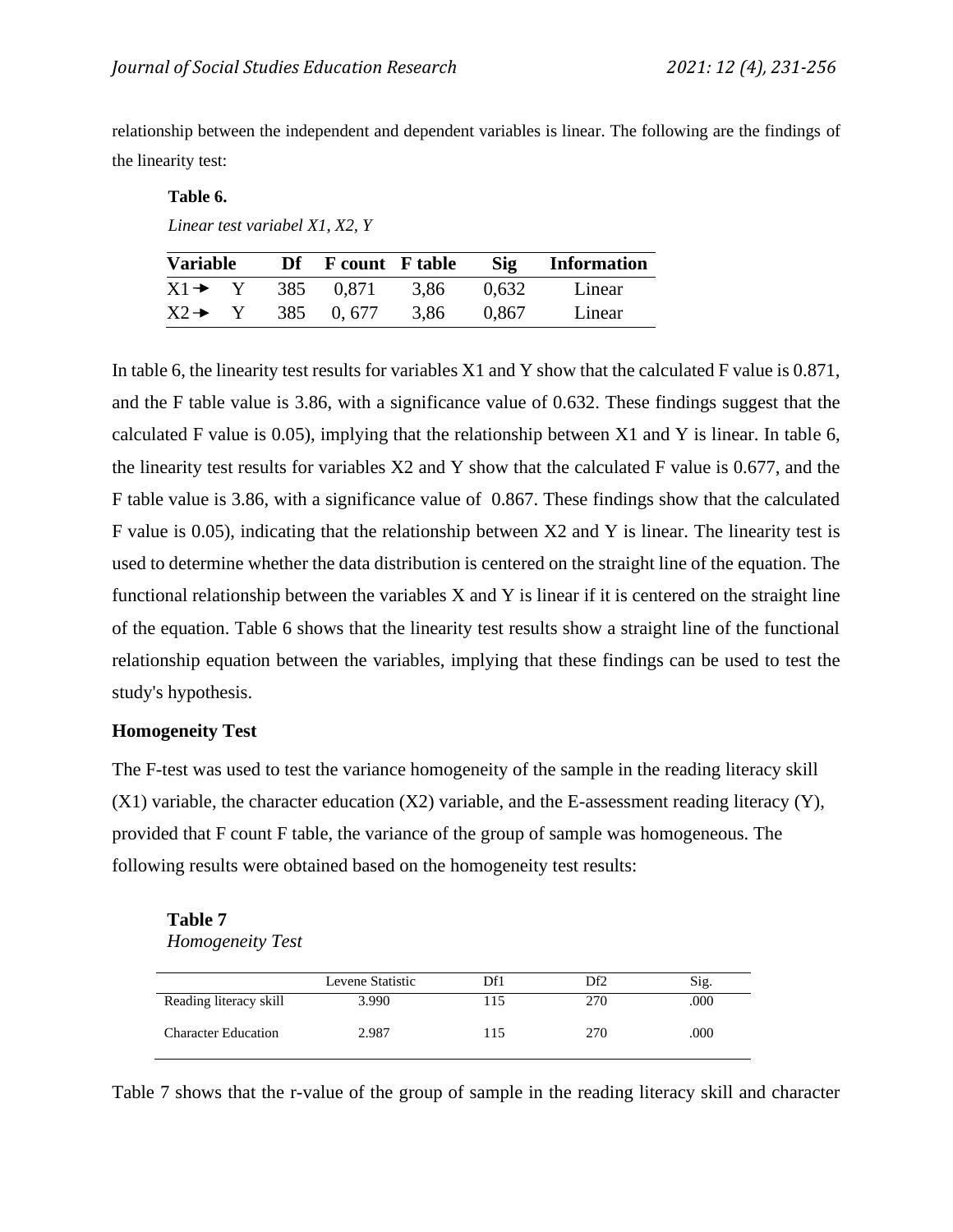relationship between the independent and dependent variables is linear. The following are the findings of the linearity test:

**Table 6.**

*Linear test variabel X1, X2, Y*

| Variable | Df | F count | F table | Sig | Information |
|---|---|---|---|---|---|
| X1 → Y | 385 | 0,871 | 3,86 | 0,632 | Linear |
| X2 → Y | 385 | 0, 677 | 3,86 | 0,867 | Linear |

In table 6, the linearity test results for variables X1 and Y show that the calculated F value is 0.871, and the F table value is 3.86, with a significance value of 0.632. These findings suggest that the calculated F value is 0.05), implying that the relationship between X1 and Y is linear. In table 6, the linearity test results for variables X2 and Y show that the calculated F value is 0.677, and the F table value is 3.86, with a significance value of 0.867. These findings show that the calculated F value is 0.05), indicating that the relationship between X2 and Y is linear. The linearity test is used to determine whether the data distribution is centered on the straight line of the equation. The functional relationship between the variables X and Y is linear if it is centered on the straight line of the equation. Table 6 shows that the linearity test results show a straight line of the functional relationship equation between the variables, implying that these findings can be used to test the study's hypothesis.

## Homogeneity Test

The F-test was used to test the variance homogeneity of the sample in the reading literacy skill (X1) variable, the character education (X2) variable, and the E-assessment reading literacy (Y), provided that F count F table, the variance of the group of sample was homogeneous. The following results were obtained based on the homogeneity test results:

**Table 7**

*Homogeneity Test*

| | Levene Statistic | Df1 | Df2 | Sig. |
|---|---|---|---|---|
| Reading literacy skill | 3.990 | 115 | 270 | .000 |
| Character Education | 2.987 | 115 | 270 | .000 |

Table 7 shows that the r-value of the group of sample in the reading literacy skill and character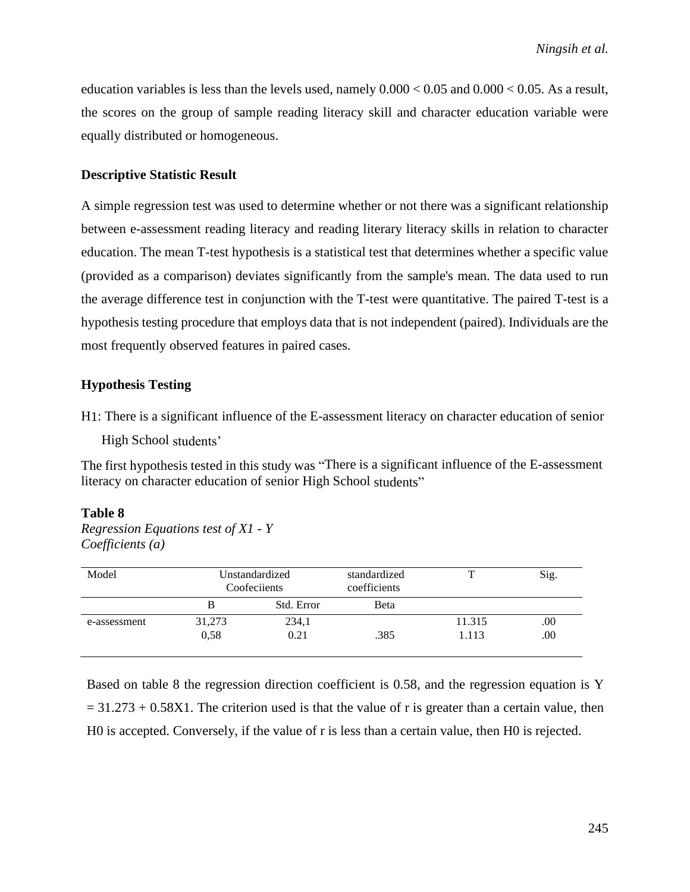education variables is less than the levels used, namely $0.000 < 0.05$ and $0.000 < 0.05$. As a result, the scores on the group of sample reading literacy skill and character education variable were equally distributed or homogeneous.

### Descriptive Statistic Result

A simple regression test was used to determine whether or not there was a significant relationship between e-assessment reading literacy and reading literary literacy skills in relation to character education. The mean T-test hypothesis is a statistical test that determines whether a specific value (provided as a comparison) deviates significantly from the sample's mean. The data used to run the average difference test in conjunction with the T-test were quantitative. The paired T-test is a hypothesis testing procedure that employs data that is not independent (paired). Individuals are the most frequently observed features in paired cases.

### Hypothesis Testing

H1: There is a significant influence of the E-assessment literacy on character education of senior High School students'

The first hypothesis tested in this study was "There is a significant influence of the E-assessment literacy on character education of senior High School students"

**Table 8**
*Regression Equations test of X1 - Y*
*Coefficients (a)*

| Model | Unstandardized Coofeciients | | standardized coefficients | T | Sig. |
|---|---|---|---|---|---|
| | B | Std. Error | Beta | | |
| e-assessment | 31,273 | 234,1 | | 11.315 | .00 |
| | 0,58 | 0.21 | .385 | 1.113 | .00 |

Based on table 8 the regression direction coefficient is 0.58, and the regression equation is $Y = 31.273 + 0.58X1$. The criterion used is that the value of r is greater than a certain value, then H0 is accepted. Conversely, if the value of r is less than a certain value, then H0 is rejected.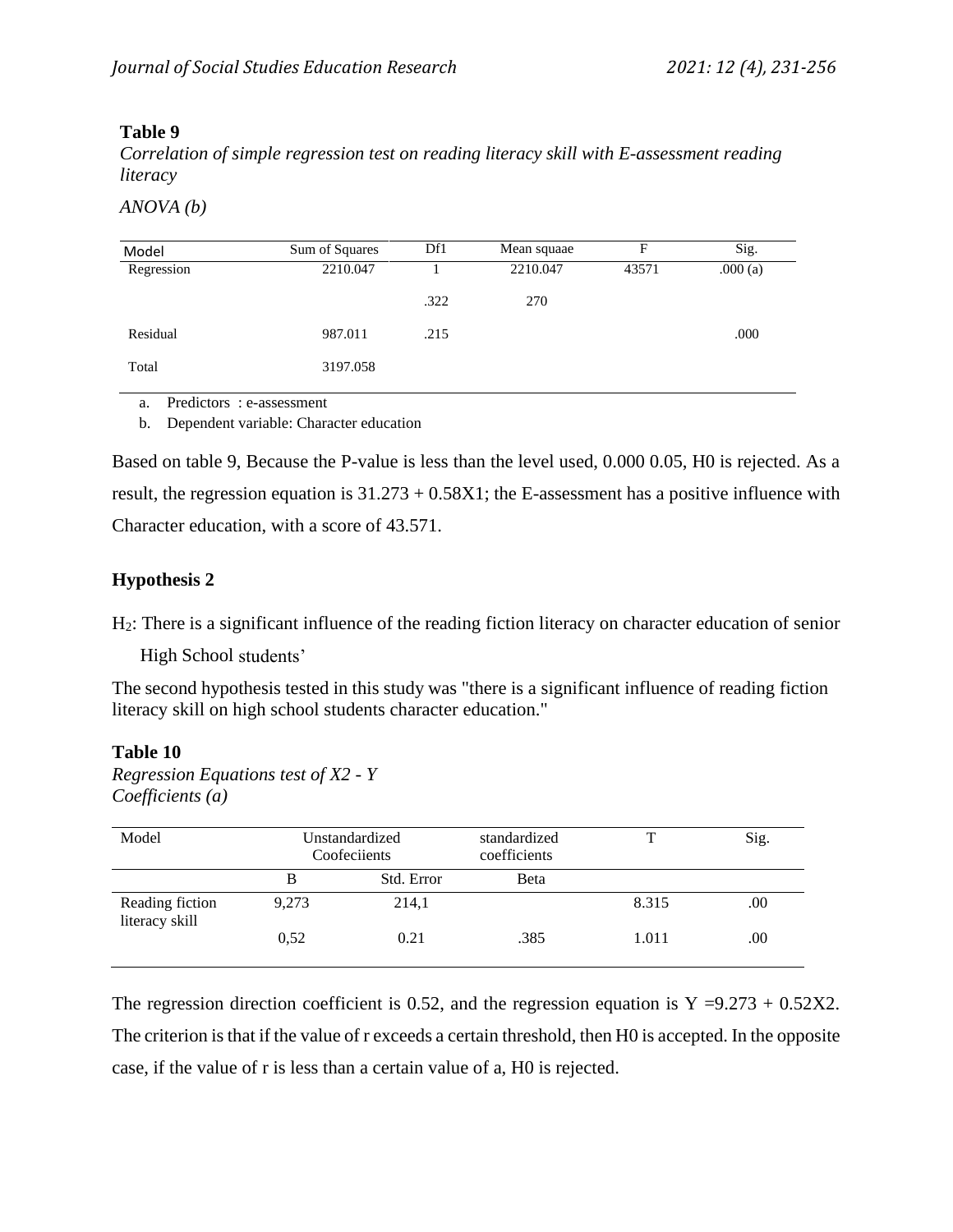**Table 9**

*Correlation of simple regression test on reading literacy skill with E-assessment reading literacy*

*ANOVA (b)*

| Model | Sum of Squares | Df1 | Mean squaae | F | Sig. |
|---|---|---|---|---|---|
| Regression | 2210.047 | 1 | 2210.047 | 43571 | .000 (a) |
| | | .322 | 270 | | |
| Residual | 987.011 | .215 | | | .000 |
| Total | 3197.058 | | | | |

a. Predictors : e-assessment

b. Dependent variable: Character education

Based on table 9, Because the P-value is less than the level used, 0.000 0.05, H0 is rejected. As a result, the regression equation is 31.273 + 0.58X1; the E-assessment has a positive influence with Character education, with a score of 43.571.

**Hypothesis 2**

$H_2$: There is a significant influence of the reading fiction literacy on character education of senior High School students'

The second hypothesis tested in this study was "there is a significant influence of reading fiction literacy skill on high school students character education."

**Table 10**

*Regression Equations test of X2 - Y*
*Coefficients (a)*

| Model | Unstandardized Coofeciients | | standardized coefficients | T | Sig. |
|---|---|---|---|---|---|
| | B | Std. Error | Beta | | |
| Reading fiction literacy skill | 9,273 | 214,1 | | 8.315 | .00 |
| | 0,52 | 0.21 | .385 | 1.011 | .00 |

The regression direction coefficient is 0.52, and the regression equation is Y =9.273 + 0.52X2. The criterion is that if the value of r exceeds a certain threshold, then H0 is accepted. In the opposite case, if the value of r is less than a certain value of a, H0 is rejected.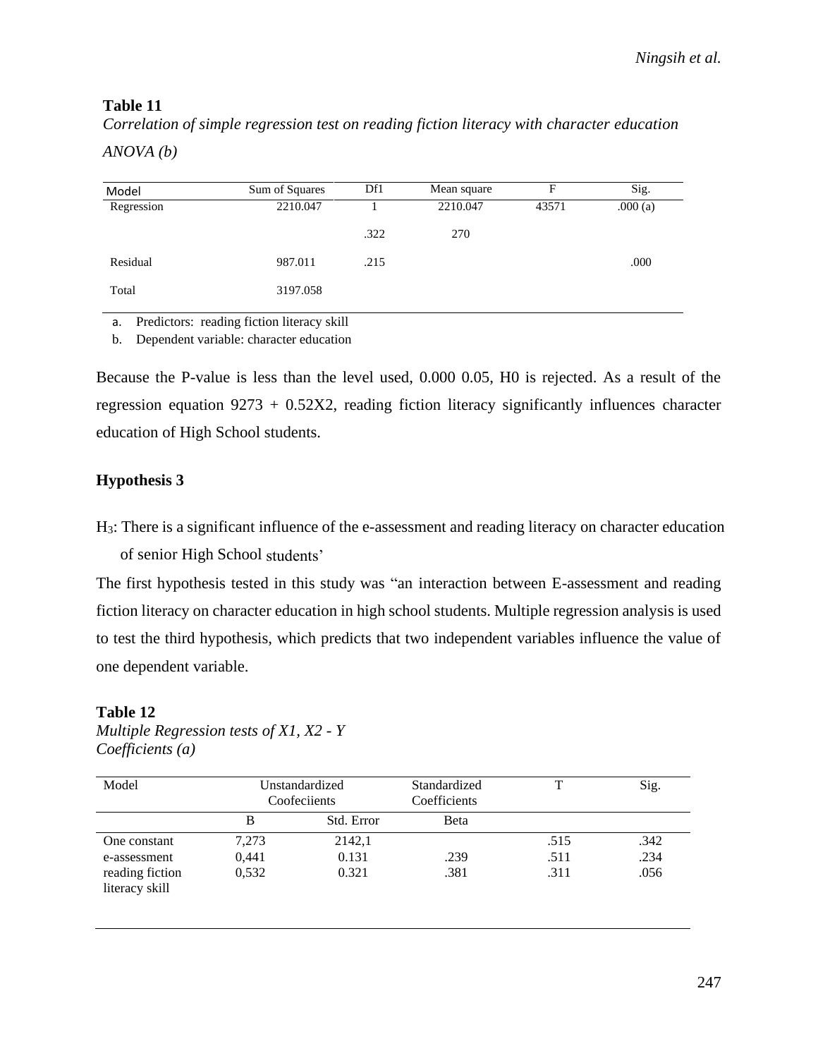**Table 11**

*Correlation of simple regression test on reading fiction literacy with character education*

*ANOVA (b)*

| Model | Sum of Squares | Df1 | Mean square | F | Sig. |
|---|---|---|---|---|---|
| Regression | 2210.047 | 1 | 2210.047 | 43571 | .000 (a) |
| | | .322 | 270 | | |
| Residual | 987.011 | .215 | | | .000 |
| Total | 3197.058 | | | | |

a. Predictors: reading fiction literacy skill

b. Dependent variable: character education

Because the P-value is less than the level used, 0.000 0.05, H0 is rejected. As a result of the regression equation 9273 + 0.52X2, reading fiction literacy significantly influences character education of High School students.

### Hypothesis 3

$H_3$: There is a significant influence of the e-assessment and reading literacy on character education of senior High School students'

The first hypothesis tested in this study was "an interaction between E-assessment and reading fiction literacy on character education in high school students. Multiple regression analysis is used to test the third hypothesis, which predicts that two independent variables influence the value of one dependent variable.

**Table 12**

*Multiple Regression tests of X1, X2 - Y*
*Coefficients (a)*

| Model | Unstandardized Coofeciients | | Standardized Coefficients | T | Sig. |
|---|---|---|---|---|---|
| | B | Std. Error | Beta | | |
| One constant | 7,273 | 2142,1 | | .515 | .342 |
| e-assessment | 0,441 | 0.131 | .239 | .511 | .234 |
| reading fiction literacy skill | 0,532 | 0.321 | .381 | .311 | .056 |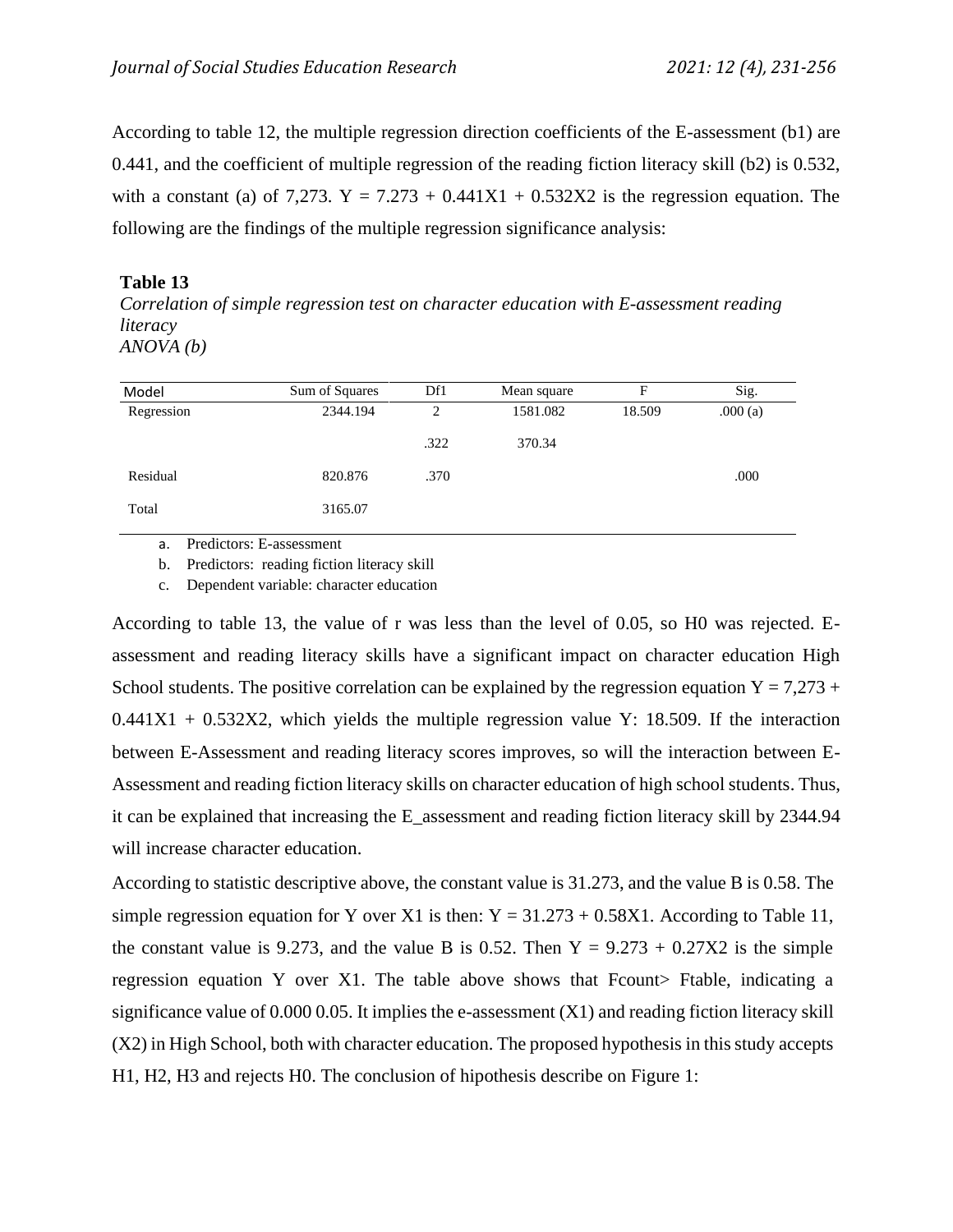According to table 12, the multiple regression direction coefficients of the E-assessment (b1) are 0.441, and the coefficient of multiple regression of the reading fiction literacy skill (b2) is 0.532, with a constant (a) of 7,273. $Y = 7.273 + 0.441X1 + 0.532X2$ is the regression equation. The following are the findings of the multiple regression significance analysis:

**Table 13**

*Correlation of simple regression test on character education with E-assessment reading literacy*

*ANOVA (b)*

| Model | Sum of Squares | Df1 | Mean square | F | Sig. |
|---|---|---|---|---|---|
| Regression | 2344.194 | 2 | 1581.082 | 18.509 | .000 (a) |
| | | .322 | 370.34 | | |
| Residual | 820.876 | .370 | | | .000 |
| Total | 3165.07 | | | | |

a. Predictors: E-assessment
b. Predictors: reading fiction literacy skill
c. Dependent variable: character education

According to table 13, the value of r was less than the level of 0.05, so H0 was rejected. E-assessment and reading literacy skills have a significant impact on character education High School students. The positive correlation can be explained by the regression equation $Y = 7,273 + 0.441X1 + 0.532X2$, which yields the multiple regression value Y: 18.509. If the interaction between E-Assessment and reading literacy scores improves, so will the interaction between E-Assessment and reading fiction literacy skills on character education of high school students. Thus, it can be explained that increasing the E_assessment and reading fiction literacy skill by 2344.94 will increase character education.

According to statistic descriptive above, the constant value is 31.273, and the value B is 0.58. The simple regression equation for Y over X1 is then: $Y = 31.273 + 0.58X1$. According to Table 11, the constant value is 9.273, and the value B is 0.52. Then $Y = 9.273 + 0.27X2$ is the simple regression equation Y over X1. The table above shows that Fcount> Ftable, indicating a significance value of 0.000 0.05. It implies the e-assessment (X1) and reading fiction literacy skill (X2) in High School, both with character education. The proposed hypothesis in this study accepts H1, H2, H3 and rejects H0. The conclusion of hipothesis describe on Figure 1: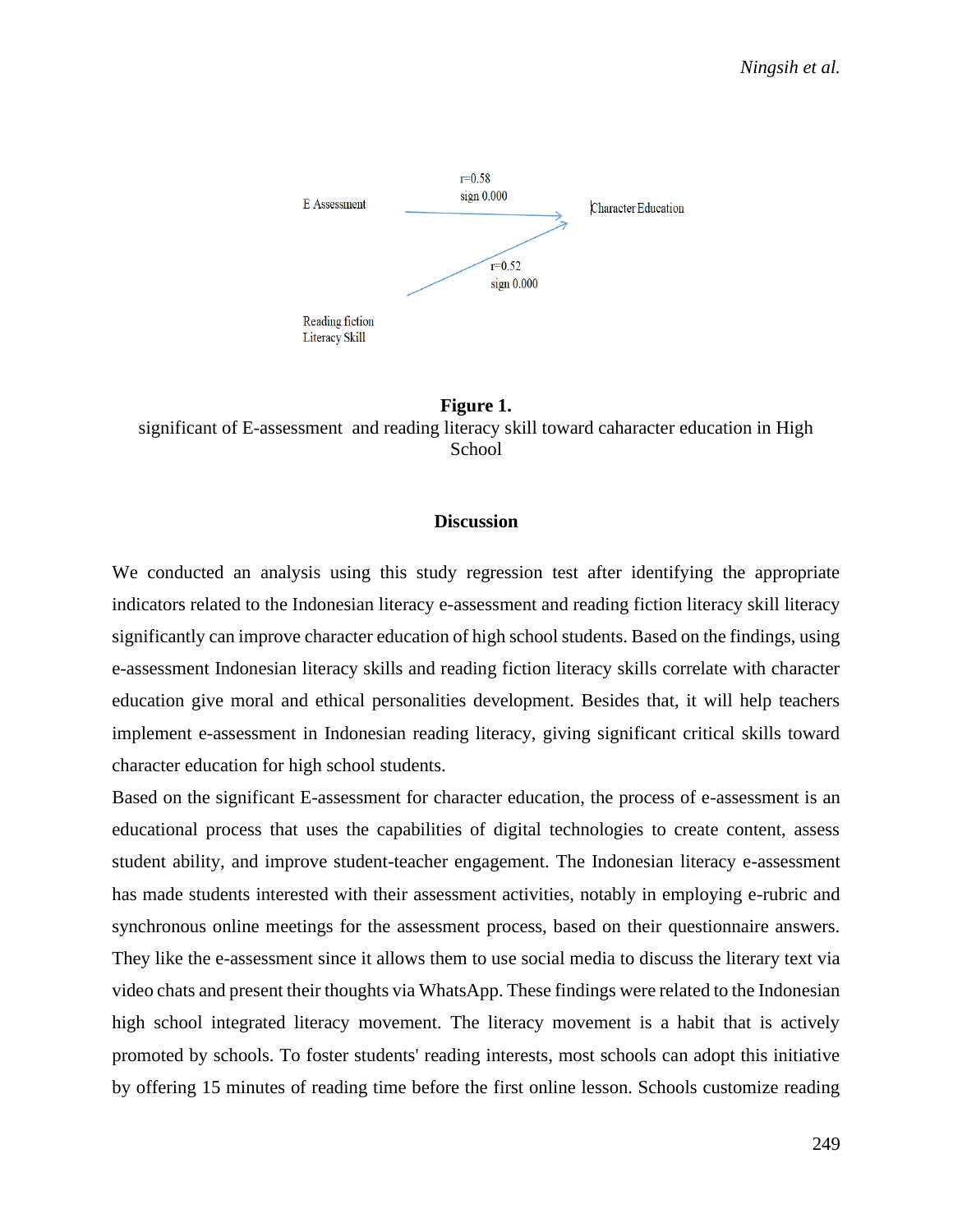E Assessment

$r=0.58$
sign 0.000

Character Education

$r=0.52$
sign 0.000

Reading fiction Literacy Skill

**Figure 1.**
significant of E-assessment and reading literacy skill toward caharacter education in High School

## Discussion

We conducted an analysis using this study regression test after identifying the appropriate indicators related to the Indonesian literacy e-assessment and reading fiction literacy skill literacy significantly can improve character education of high school students. Based on the findings, using e-assessment Indonesian literacy skills and reading fiction literacy skills correlate with character education give moral and ethical personalities development. Besides that, it will help teachers implement e-assessment in Indonesian reading literacy, giving significant critical skills toward character education for high school students.

Based on the significant E-assessment for character education, the process of e-assessment is an educational process that uses the capabilities of digital technologies to create content, assess student ability, and improve student-teacher engagement. The Indonesian literacy e-assessment has made students interested with their assessment activities, notably in employing e-rubric and synchronous online meetings for the assessment process, based on their questionnaire answers. They like the e-assessment since it allows them to use social media to discuss the literary text via video chats and present their thoughts via WhatsApp. These findings were related to the Indonesian high school integrated literacy movement. The literacy movement is a habit that is actively promoted by schools. To foster students' reading interests, most schools can adopt this initiative by offering 15 minutes of reading time before the first online lesson. Schools customize reading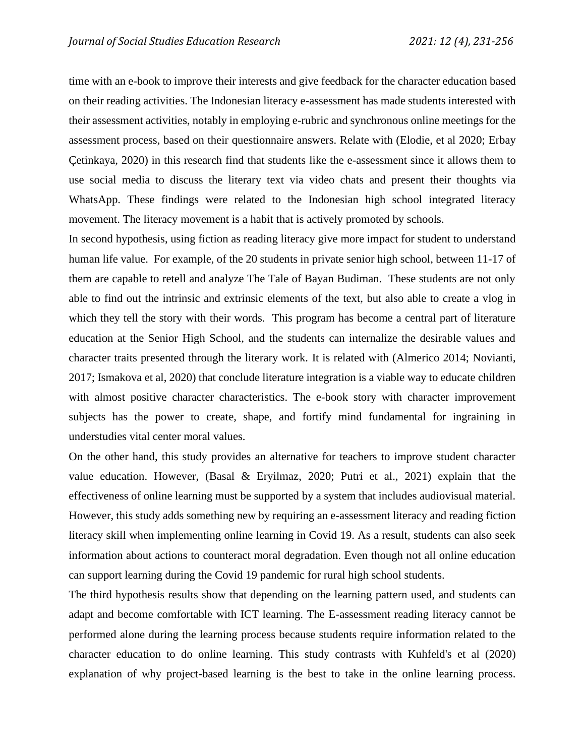time with an e-book to improve their interests and give feedback for the character education based on their reading activities. The Indonesian literacy e-assessment has made students interested with their assessment activities, notably in employing e-rubric and synchronous online meetings for the assessment process, based on their questionnaire answers. Relate with (Elodie, et al 2020; Erbay Çetinkaya, 2020) in this research find that students like the e-assessment since it allows them to use social media to discuss the literary text via video chats and present their thoughts via WhatsApp. These findings were related to the Indonesian high school integrated literacy movement. The literacy movement is a habit that is actively promoted by schools.

In second hypothesis, using fiction as reading literacy give more impact for student to understand human life value. For example, of the 20 students in private senior high school, between 11-17 of them are capable to retell and analyze The Tale of Bayan Budiman. These students are not only able to find out the intrinsic and extrinsic elements of the text, but also able to create a vlog in which they tell the story with their words. This program has become a central part of literature education at the Senior High School, and the students can internalize the desirable values and character traits presented through the literary work. It is related with (Almerico 2014; Novianti, 2017; Ismakova et al, 2020) that conclude literature integration is a viable way to educate children with almost positive character characteristics. The e-book story with character improvement subjects has the power to create, shape, and fortify mind fundamental for ingraining in understudies vital center moral values.

On the other hand, this study provides an alternative for teachers to improve student character value education. However, (Basal & Eryilmaz, 2020; Putri et al., 2021) explain that the effectiveness of online learning must be supported by a system that includes audiovisual material. However, this study adds something new by requiring an e-assessment literacy and reading fiction literacy skill when implementing online learning in Covid 19. As a result, students can also seek information about actions to counteract moral degradation. Even though not all online education can support learning during the Covid 19 pandemic for rural high school students.

The third hypothesis results show that depending on the learning pattern used, and students can adapt and become comfortable with ICT learning. The E-assessment reading literacy cannot be performed alone during the learning process because students require information related to the character education to do online learning. This study contrasts with Kuhfeld's et al (2020) explanation of why project-based learning is the best to take in the online learning process.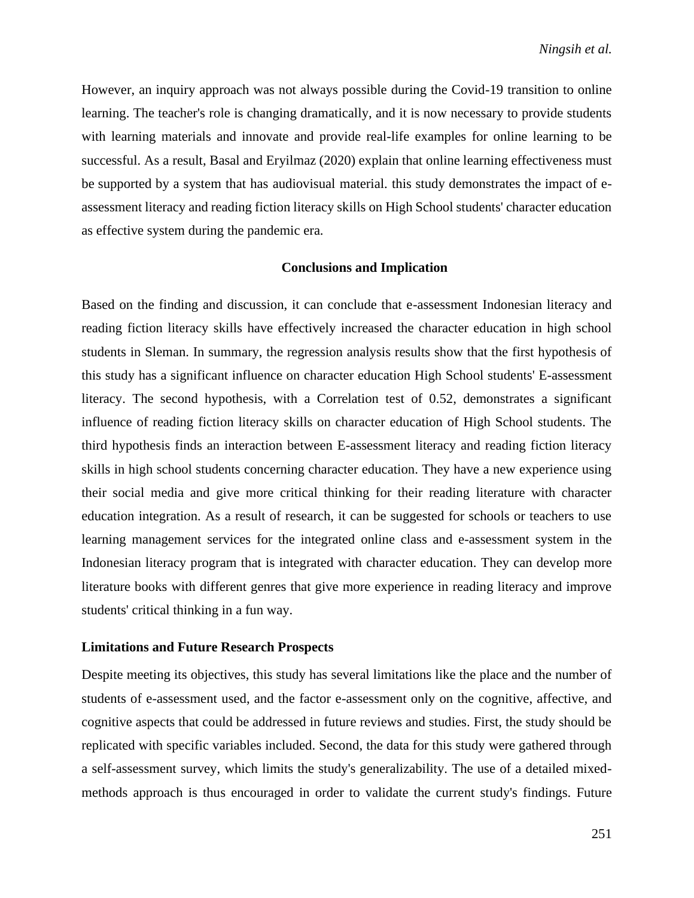However, an inquiry approach was not always possible during the Covid-19 transition to online learning. The teacher's role is changing dramatically, and it is now necessary to provide students with learning materials and innovate and provide real-life examples for online learning to be successful. As a result, Basal and Eryilmaz (2020) explain that online learning effectiveness must be supported by a system that has audiovisual material. this study demonstrates the impact of e-assessment literacy and reading fiction literacy skills on High School students' character education as effective system during the pandemic era.

## Conclusions and Implication

Based on the finding and discussion, it can conclude that e-assessment Indonesian literacy and reading fiction literacy skills have effectively increased the character education in high school students in Sleman. In summary, the regression analysis results show that the first hypothesis of this study has a significant influence on character education High School students' E-assessment literacy. The second hypothesis, with a Correlation test of 0.52, demonstrates a significant influence of reading fiction literacy skills on character education of High School students. The third hypothesis finds an interaction between E-assessment literacy and reading fiction literacy skills in high school students concerning character education. They have a new experience using their social media and give more critical thinking for their reading literature with character education integration. As a result of research, it can be suggested for schools or teachers to use learning management services for the integrated online class and e-assessment system in the Indonesian literacy program that is integrated with character education. They can develop more literature books with different genres that give more experience in reading literacy and improve students' critical thinking in a fun way.

### Limitations and Future Research Prospects

Despite meeting its objectives, this study has several limitations like the place and the number of students of e-assessment used, and the factor e-assessment only on the cognitive, affective, and cognitive aspects that could be addressed in future reviews and studies. First, the study should be replicated with specific variables included. Second, the data for this study were gathered through a self-assessment survey, which limits the study's generalizability. The use of a detailed mixed-methods approach is thus encouraged in order to validate the current study's findings. Future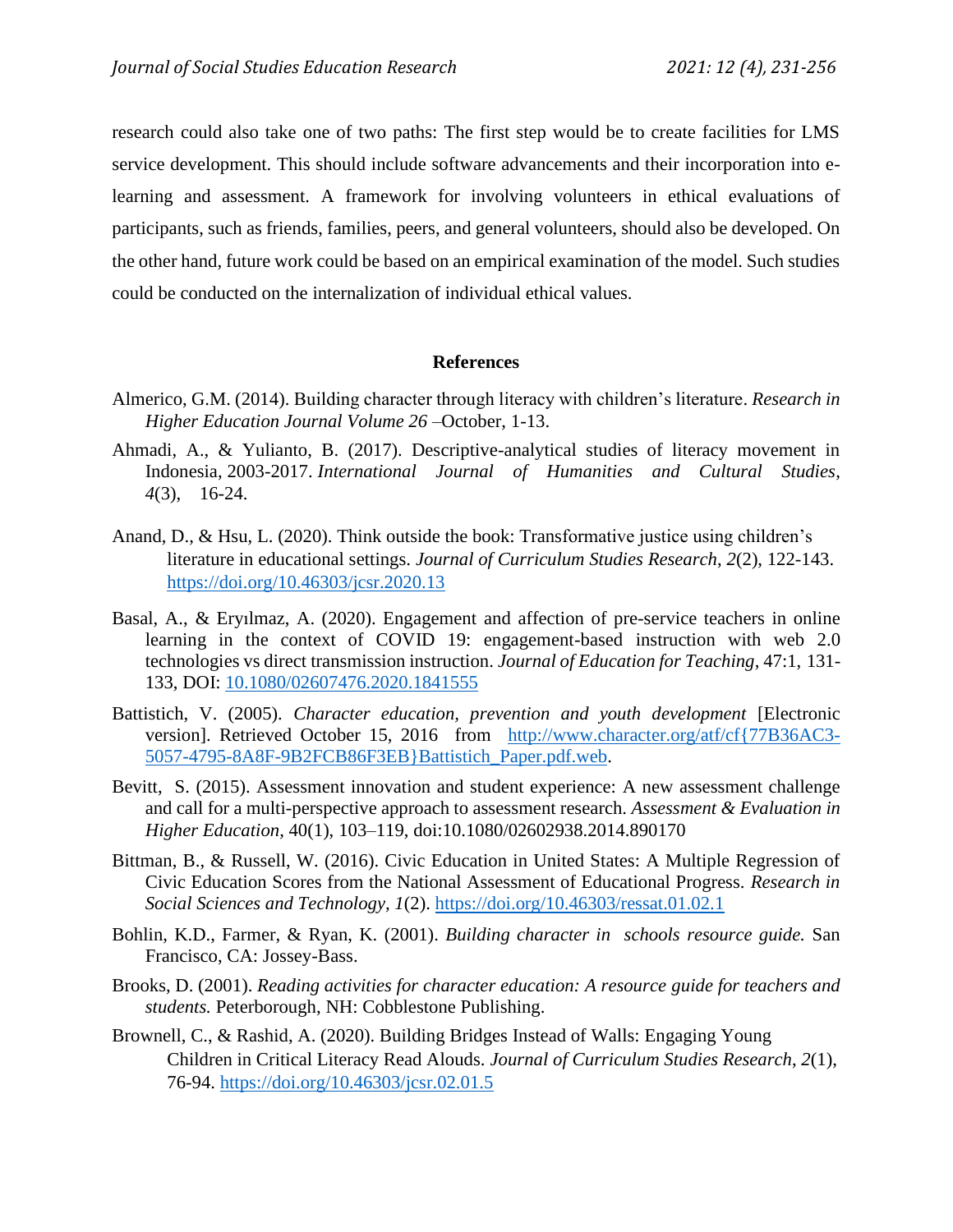research could also take one of two paths: The first step would be to create facilities for LMS service development. This should include software advancements and their incorporation into e-learning and assessment. A framework for involving volunteers in ethical evaluations of participants, such as friends, families, peers, and general volunteers, should also be developed. On the other hand, future work could be based on an empirical examination of the model. Such studies could be conducted on the internalization of individual ethical values.

## References

Almerico, G.M. (2014). Building character through literacy with children's literature. *Research in Higher Education Journal Volume 26* –October, 1-13.

Ahmadi, A., & Yulianto, B. (2017). Descriptive-analytical studies of literacy movement in Indonesia, 2003-2017. *International Journal of Humanities and Cultural Studies*, *4*(3), 16-24.

Anand, D., & Hsu, L. (2020). Think outside the book: Transformative justice using children's literature in educational settings. *Journal of Curriculum Studies Research*, *2*(2), 122-143. https://doi.org/10.46303/jcsr.2020.13

Basal, A., & Eryılmaz, A. (2020). Engagement and affection of pre-service teachers in online learning in the context of COVID 19: engagement-based instruction with web 2.0 technologies vs direct transmission instruction. *Journal of Education for Teaching*, 47:1, 131-133, DOI: 10.1080/02607476.2020.1841555

Battistich, V. (2005). *Character education, prevention and youth development* [Electronic version]. Retrieved October 15, 2016 from http://www.character.org/atf/cf{77B36AC3-5057-4795-8A8F-9B2FCB86F3EB}Battistich_Paper.pdf.web.

Bevitt, S. (2015). Assessment innovation and student experience: A new assessment challenge and call for a multi-perspective approach to assessment research. *Assessment & Evaluation in Higher Education,* 40(1), 103–119, doi:10.1080/02602938.2014.890170

Bittman, B., & Russell, W. (2016). Civic Education in United States: A Multiple Regression of Civic Education Scores from the National Assessment of Educational Progress. *Research in Social Sciences and Technology, 1*(2). https://doi.org/10.46303/ressat.01.02.1

Bohlin, K.D., Farmer, & Ryan, K. (2001). *Building character in schools resource guide.* San Francisco, CA: Jossey-Bass.

Brooks, D. (2001). *Reading activities for character education: A resource guide for teachers and students.* Peterborough, NH: Cobblestone Publishing.

Brownell, C., & Rashid, A. (2020). Building Bridges Instead of Walls: Engaging Young Children in Critical Literacy Read Alouds. *Journal of Curriculum Studies Research*, *2*(1), 76-94. https://doi.org/10.46303/jcsr.02.01.5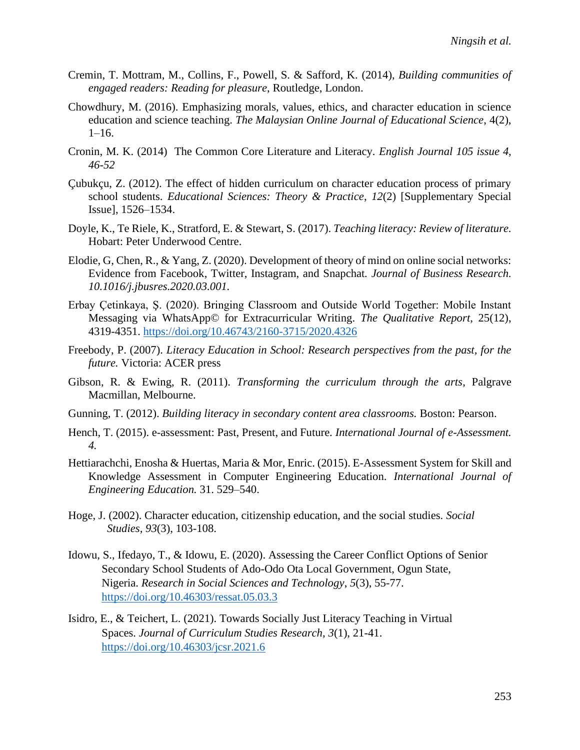Cremin, T. Mottram, M., Collins, F., Powell, S. & Safford, K. (2014), *Building communities of engaged readers: Reading for pleasure*, Routledge, London.

Chowdhury, M. (2016). Emphasizing morals, values, ethics, and character education in science education and science teaching. *The Malaysian Online Journal of Educational Science*, 4(2), 1–16.

Cronin, M. K. (2014) The Common Core Literature and Literacy. *English Journal 105 issue 4, 46-52*

Çubukçu, Z. (2012). The effect of hidden curriculum on character education process of primary school students. *Educational Sciences: Theory & Practice*, *12*(2) [Supplementary Special Issue], 1526–1534.

Doyle, K., Te Riele, K., Stratford, E. & Stewart, S. (2017). *Teaching literacy: Review of literature.* Hobart: Peter Underwood Centre.

Elodie, G, Chen, R., & Yang, Z. (2020). Development of theory of mind on online social networks: Evidence from Facebook, Twitter, Instagram, and Snapchat. *Journal of Business Research. 10.1016/j.jbusres.2020.03.001.*

Erbay Çetinkaya, Ş. (2020). Bringing Classroom and Outside World Together: Mobile Instant Messaging via WhatsApp© for Extracurricular Writing. *The Qualitative Report*, 25(12), 4319-4351. https://doi.org/10.46743/2160-3715/2020.4326

Freebody, P. (2007). *Literacy Education in School: Research perspectives from the past, for the future.* Victoria: ACER press

Gibson, R. & Ewing, R. (2011). *Transforming the curriculum through the arts*, Palgrave Macmillan, Melbourne.

Gunning, T. (2012). *Building literacy in secondary content area classrooms.* Boston: Pearson.

Hench, T. (2015). e-assessment: Past, Present, and Future. *International Journal of e-Assessment. 4.*

Hettiarachchi, Enosha & Huertas, Maria & Mor, Enric. (2015). E-Assessment System for Skill and Knowledge Assessment in Computer Engineering Education. *International Journal of Engineering Education.* 31. 529–540.

Hoge, J. (2002). Character education, citizenship education, and the social studies. *Social Studies*, *93*(3), 103-108.

Idowu, S., Ifedayo, T., & Idowu, E. (2020). Assessing the Career Conflict Options of Senior Secondary School Students of Ado-Odo Ota Local Government, Ogun State, Nigeria. *Research in Social Sciences and Technology*, *5*(3), 55-77. https://doi.org/10.46303/ressat.05.03.3

Isidro, E., & Teichert, L. (2021). Towards Socially Just Literacy Teaching in Virtual Spaces. *Journal of Curriculum Studies Research*, *3*(1), 21-41. https://doi.org/10.46303/jcsr.2021.6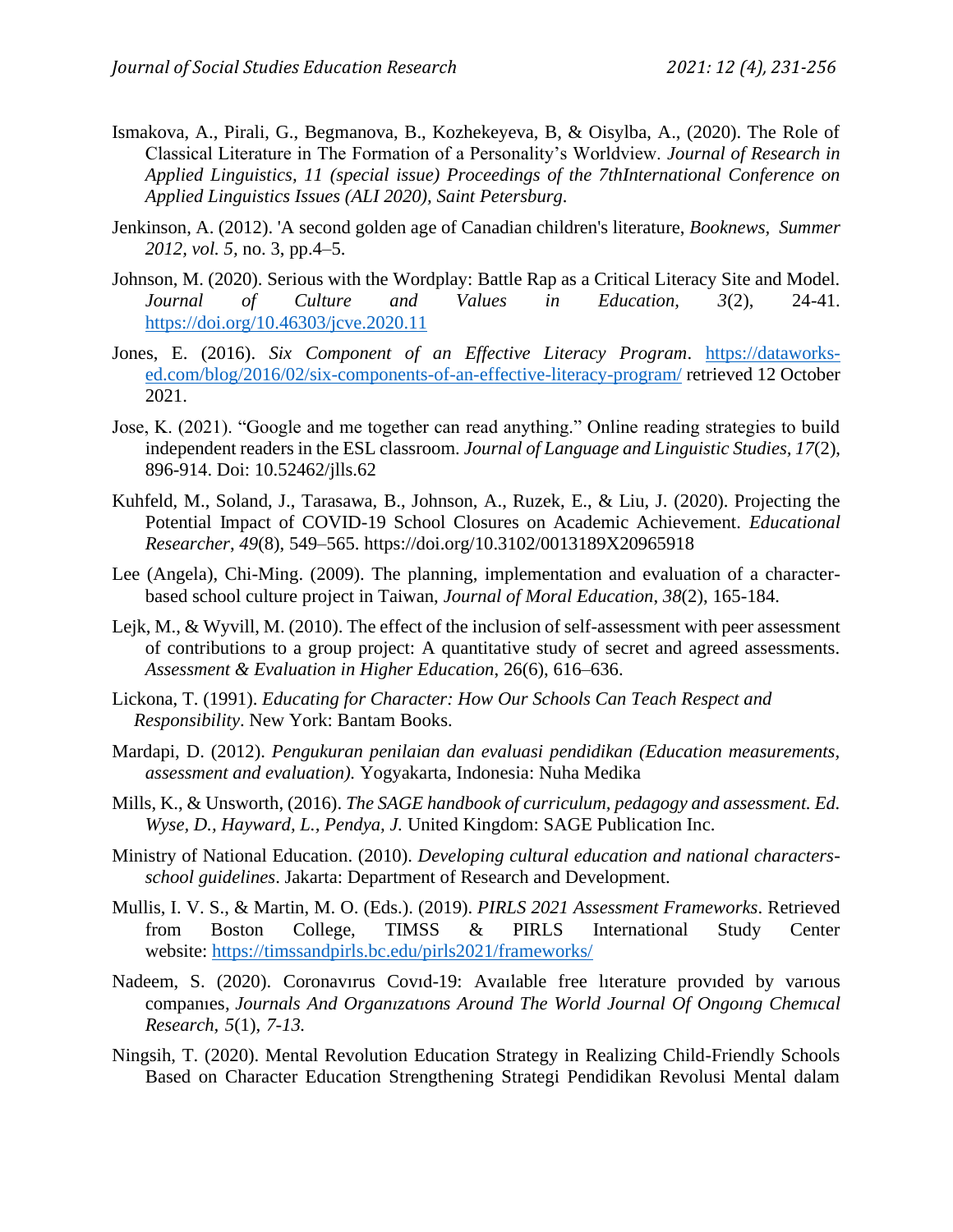Ismakova, A., Pirali, G., Begmanova, B., Kozhekeyeva, B, & Oisylba, A., (2020). The Role of Classical Literature in The Formation of a Personality's Worldview. *Journal of Research in Applied Linguistics, 11 (special issue) Proceedings of the 7thInternational Conference on Applied Linguistics Issues (ALI 2020), Saint Petersburg.*

Jenkinson, A. (2012). 'A second golden age of Canadian children's literature, *Booknews, Summer 2012, vol. 5,* no. 3, pp.4–5.

Johnson, M. (2020). Serious with the Wordplay: Battle Rap as a Critical Literacy Site and Model. *Journal of Culture and Values in Education, 3*(2), 24-41. https://doi.org/10.46303/jcve.2020.11

Jones, E. (2016). *Six Component of an Effective Literacy Program*. https://dataworks-ed.com/blog/2016/02/six-components-of-an-effective-literacy-program/ retrieved 12 October 2021.

Jose, K. (2021). "Google and me together can read anything." Online reading strategies to build independent readers in the ESL classroom. *Journal of Language and Linguistic Studies, 17*(2), 896-914. Doi: 10.52462/jlls.62

Kuhfeld, M., Soland, J., Tarasawa, B., Johnson, A., Ruzek, E., & Liu, J. (2020). Projecting the Potential Impact of COVID-19 School Closures on Academic Achievement. *Educational Researcher*, *49*(8), 549–565. https://doi.org/10.3102/0013189X20965918

Lee (Angela), Chi-Ming. (2009). The planning, implementation and evaluation of a character-based school culture project in Taiwan, *Journal of Moral Education*, *38*(2), 165-184.

Lejk, M., & Wyvill, M. (2010). The effect of the inclusion of self-assessment with peer assessment of contributions to a group project: A quantitative study of secret and agreed assessments. *Assessment & Evaluation in Higher Education*, 26(6), 616–636.

Lickona, T. (1991). *Educating for Character: How Our Schools Can Teach Respect and Responsibility*. New York: Bantam Books.

Mardapi, D. (2012). *Pengukuran penilaian dan evaluasi pendidikan (Education measurements, assessment and evaluation).* Yogyakarta, Indonesia: Nuha Medika

Mills, K., & Unsworth, (2016). *The SAGE handbook of curriculum, pedagogy and assessment. Ed. Wyse, D., Hayward, L., Pendya, J.* United Kingdom: SAGE Publication Inc.

Ministry of National Education. (2010). *Developing cultural education and national characters-school guidelines*. Jakarta: Department of Research and Development.

Mullis, I. V. S., & Martin, M. O. (Eds.). (2019). *PIRLS 2021 Assessment Frameworks*. Retrieved from Boston College, TIMSS & PIRLS International Study Center website: https://timssandpirls.bc.edu/pirls2021/frameworks/

Nadeem, S. (2020). Coronavırus Covıd-19: Avaılable free lıterature provıded by varıous companıes, *Journals And Organızatıons Around The World Journal Of Ongoıng Chemıcal Research, 5*(1), *7-13.*

Ningsih, T. (2020). Mental Revolution Education Strategy in Realizing Child-Friendly Schools Based on Character Education Strengthening Strategi Pendidikan Revolusi Mental dalam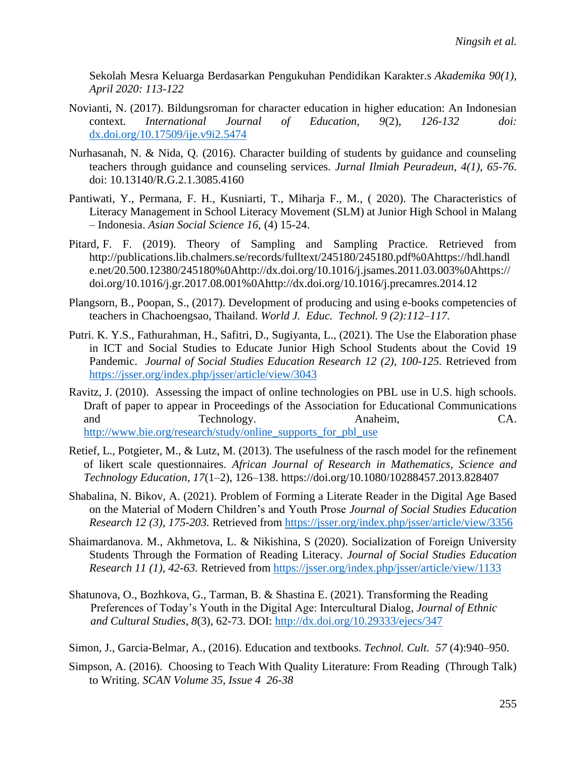Sekolah Mesra Keluarga Berdasarkan Pengukuhan Pendidikan Karakter.s *Akademika 90(1), April 2020: 113-122*

Novianti, N. (2017). Bildungsroman for character education in higher education: An Indonesian context. *International Journal of Education, 9*(2), *126-132 doi:* dx.doi.org/10.17509/ije.v9i2.5474

Nurhasanah, N. & Nida, Q. (2016). Character building of students by guidance and counseling teachers through guidance and counseling services. *Jurnal Ilmiah Peuradeun, 4(1), 65-76*. doi: 10.13140/R.G.2.1.3085.4160

Pantiwati, Y., Permana, F. H., Kusniarti, T., Miharja F., M., ( 2020). The Characteristics of Literacy Management in School Literacy Movement (SLM) at Junior High School in Malang – Indonesia. *Asian Social Science 16,* (4) 15-24.

Pitard, F. F. (2019). Theory of Sampling and Sampling Practice. Retrieved from http://publications.lib.chalmers.se/records/fulltext/245180/245180.pdf%0Ahttps://hdl.handle.net/20.500.12380/245180%0Ahttp://dx.doi.org/10.1016/j.jsames.2011.03.003%0Ahttps://doi.org/10.1016/j.gr.2017.08.001%0Ahttp://dx.doi.org/10.1016/j.precamres.2014.12

Plangsorn, B., Poopan, S., (2017). Development of producing and using e-books competencies of teachers in Chachoengsao, Thailand. *World J. Educ. Technol. 9 (2):112–117.*

Putri. K. Y.S., Fathurahman, H., Safitri, D., Sugiyanta, L., (2021). The Use the Elaboration phase in ICT and Social Studies to Educate Junior High School Students about the Covid 19 Pandemic. *Journal of Social Studies Education Research 12 (2), 100-125*. Retrieved from https://jsser.org/index.php/jsser/article/view/3043

Ravitz, J. (2010). Assessing the impact of online technologies on PBL use in U.S. high schools. Draft of paper to appear in Proceedings of the Association for Educational Communications and Technology. Anaheim, CA. http://www.bie.org/research/study/online_supports_for_pbl_use

Retief, L., Potgieter, M., & Lutz, M. (2013). The usefulness of the rasch model for the refinement of likert scale questionnaires. *African Journal of Research in Mathematics, Science and Technology Education, 17*(1–2), 126–138. https://doi.org/10.1080/10288457.2013.828407

Shabalina, N. Bikov, A. (2021). Problem of Forming a Literate Reader in the Digital Age Based on the Material of Modern Children's and Youth Prose *Journal of Social Studies Education Research 12 (3), 175-203.* Retrieved from https://jsser.org/index.php/jsser/article/view/3356

Shaimardanova. M., Akhmetova, L. & Nikishina, S (2020). Socialization of Foreign University Students Through the Formation of Reading Literacy. *Journal of Social Studies Education Research 11 (1), 42-63.* Retrieved from https://jsser.org/index.php/jsser/article/view/1133

Shatunova, O., Bozhkova, G., Tarman, B. & Shastina E. (2021). Transforming the Reading Preferences of Today's Youth in the Digital Age: Intercultural Dialog, *Journal of Ethnic and Cultural Studies*, *8*(3), 62-73. DOI: http://dx.doi.org/10.29333/ejecs/347

Simon, J., Garcia-Belmar, A., (2016). Education and textbooks. *Technol. Cult. 57* (4):940–950.

Simpson, A. (2016). Choosing to Teach With Quality Literature: From Reading (Through Talk) to Writing. *SCAN Volume 35, Issue 4 26-38*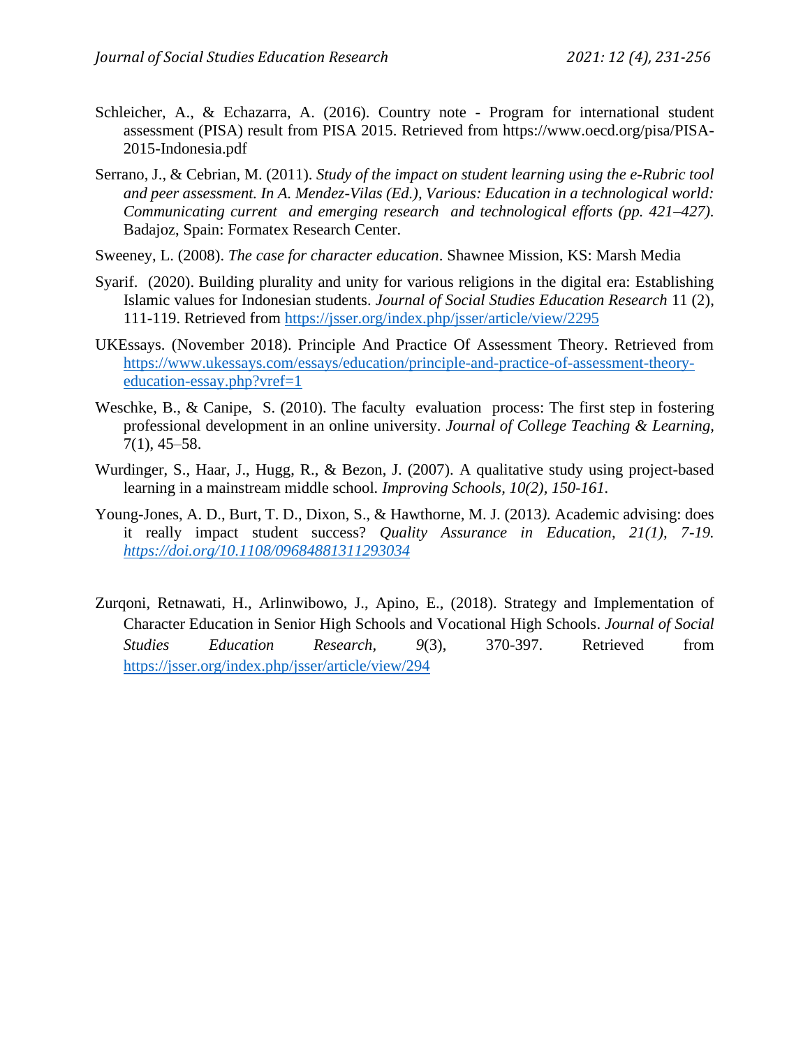Schleicher, A., & Echazarra, A. (2016). Country note - Program for international student assessment (PISA) result from PISA 2015. Retrieved from https://www.oecd.org/pisa/PISA-2015-Indonesia.pdf

Serrano, J., & Cebrian, M. (2011). *Study of the impact on student learning using the e-Rubric tool and peer assessment. In A. Mendez-Vilas (Ed.), Various: Education in a technological world: Communicating current and emerging research and technological efforts (pp. 421–427).* Badajoz, Spain: Formatex Research Center.

Sweeney, L. (2008). *The case for character education*. Shawnee Mission, KS: Marsh Media

Syarif. (2020). Building plurality and unity for various religions in the digital era: Establishing Islamic values for Indonesian students. *Journal of Social Studies Education Research* 11 (2), 111-119. Retrieved from https://jsser.org/index.php/jsser/article/view/2295

UKEssays. (November 2018). Principle And Practice Of Assessment Theory. Retrieved from https://www.ukessays.com/essays/education/principle-and-practice-of-assessment-theory-education-essay.php?vref=1

Weschke, B., & Canipe, S. (2010). The faculty evaluation process: The first step in fostering professional development in an online university. *Journal of College Teaching & Learning*, 7(1), 45–58.

Wurdinger, S., Haar, J., Hugg, R., & Bezon, J. (2007). A qualitative study using project-based learning in a mainstream middle school. *Improving Schools, 10(2), 150-161.*

Young-Jones, A. D., Burt, T. D., Dixon, S., & Hawthorne, M. J. (2013). Academic advising: does it really impact student success? *Quality Assurance in Education, 21(1), 7-19. https://doi.org/10.1108/09684881311293034*

Zurqoni, Retnawati, H., Arlinwibowo, J., Apino, E., (2018). Strategy and Implementation of Character Education in Senior High Schools and Vocational High Schools. *Journal of Social Studies Education Research, 9*(3), 370-397. Retrieved from https://jsser.org/index.php/jsser/article/view/294